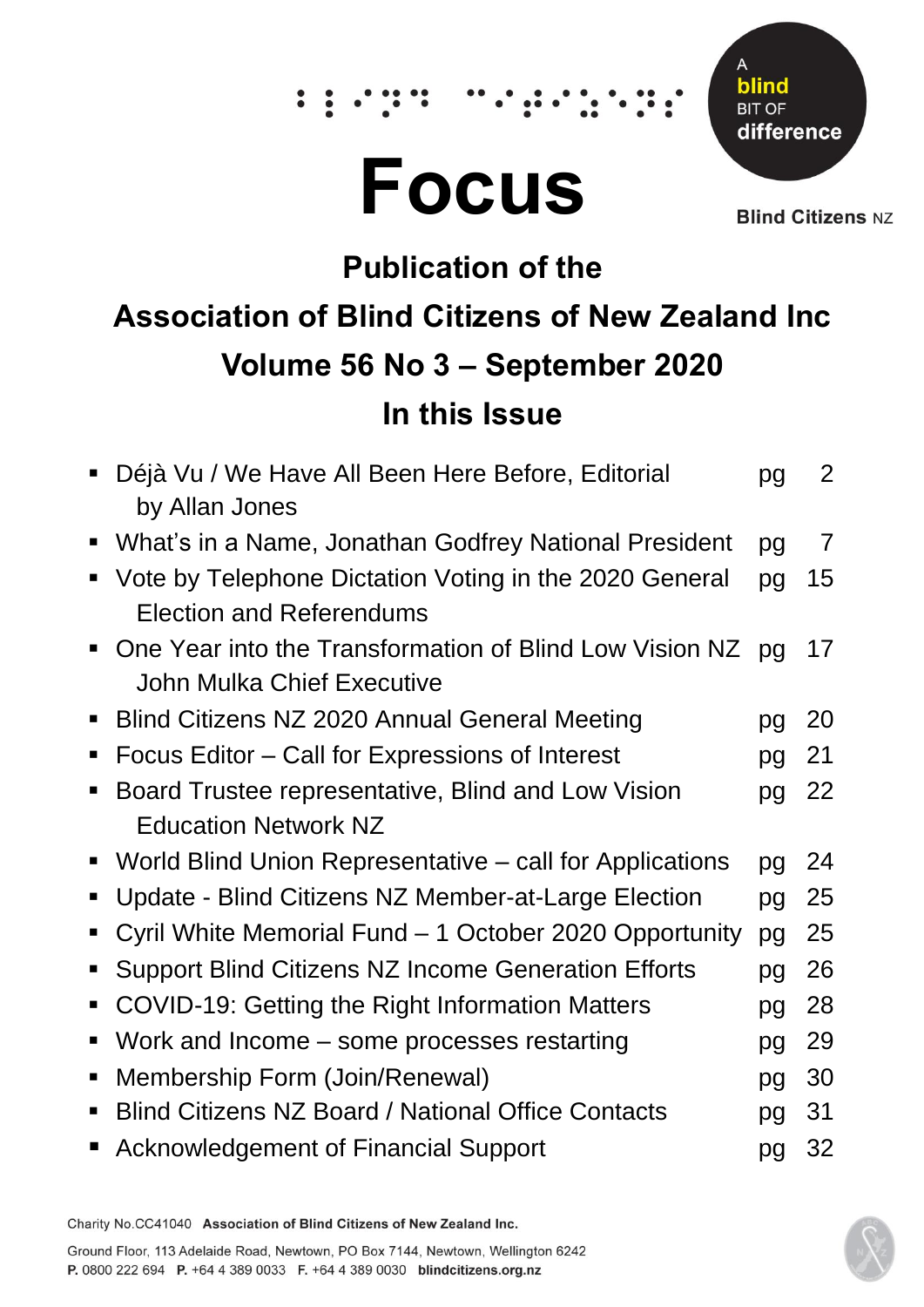# Focus

A **blind** BIT OF **difference**

**Blind Citizens** NZ

## Publication of the

## Association of Blind Citizens of New Zealand Inc

## Volume 56 No 3 – September 2020

## In this Issue

- Déjà Vu / We Have All Been Here Before, Editorial by Allan Jones — pg 2
- What's in a Name, Jonathan Godfrey National President — pg 7
- Vote by Telephone Dictation Voting in the 2020 General Election and Referendums — pg 15
- One Year into the Transformation of Blind Low Vision NZ John Mulka Chief Executive — pg 17
- Blind Citizens NZ 2020 Annual General Meeting — pg 20
- Focus Editor – Call for Expressions of Interest — pg 21
- Board Trustee representative, Blind and Low Vision Education Network NZ — pg 22
- World Blind Union Representative – call for Applications — pg 24
- Update - Blind Citizens NZ Member-at-Large Election — pg 25
- Cyril White Memorial Fund – 1 October 2020 Opportunity — pg 25
- Support Blind Citizens NZ Income Generation Efforts — pg 26
- COVID-19: Getting the Right Information Matters — pg 28
- Work and Income – some processes restarting — pg 29
- Membership Form (Join/Renewal) — pg 30
- Blind Citizens NZ Board / National Office Contacts — pg 31
- Acknowledgement of Financial Support — pg 32

Charity No.CC41040 **Association of Blind Citizens of New Zealand Inc.**

Ground Floor, 113 Adelaide Road, Newtown, PO Box 7144, Newtown, Wellington 6242
**P.** 0800 222 694 **P.** +64 4 389 0033 **F.** +64 4 389 0030 **blindcitizens.org.nz**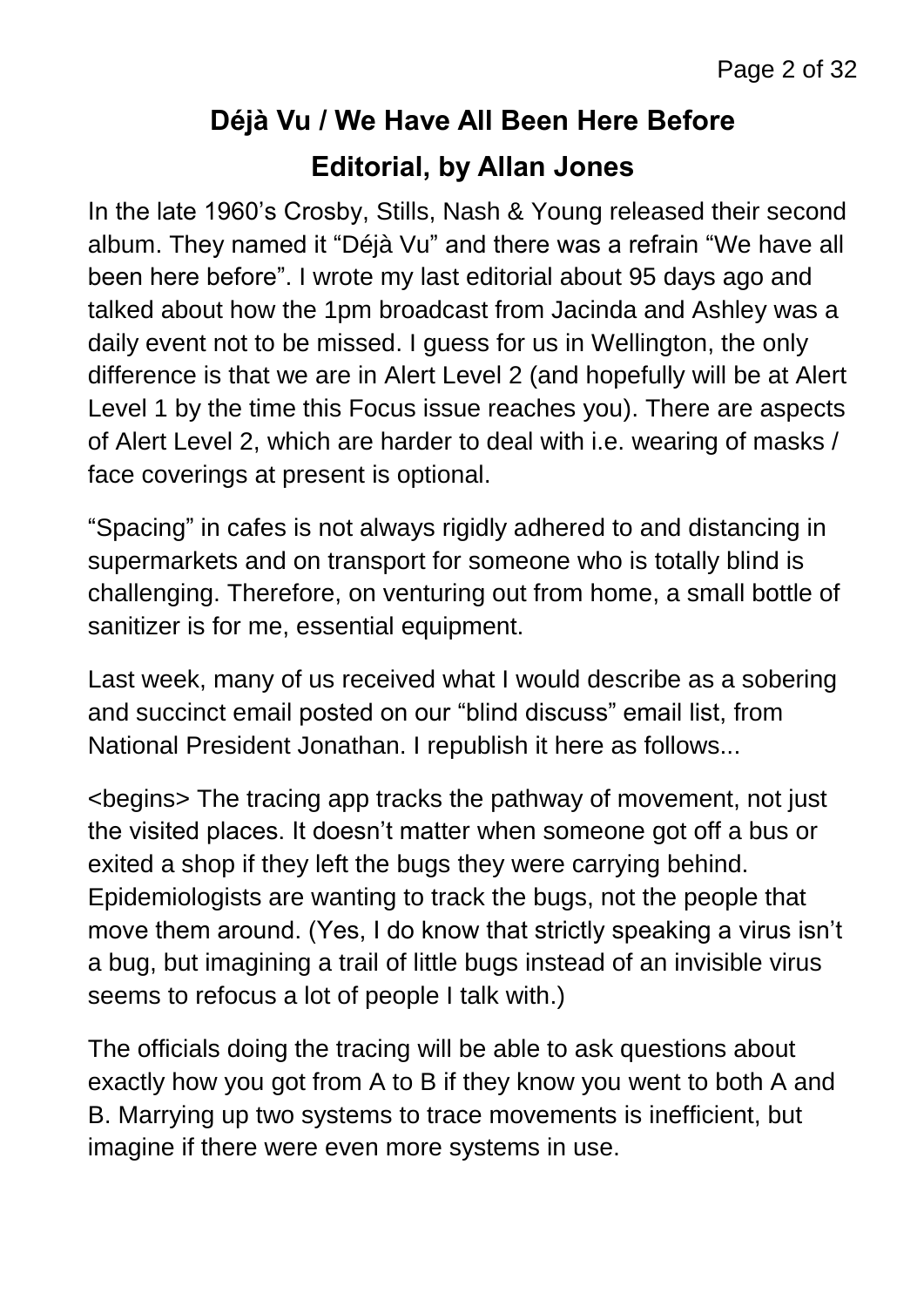# Déjà Vu / We Have All Been Here Before

## Editorial, by Allan Jones

In the late 1960's Crosby, Stills, Nash & Young released their second album. They named it "Déjà Vu" and there was a refrain "We have all been here before". I wrote my last editorial about 95 days ago and talked about how the 1pm broadcast from Jacinda and Ashley was a daily event not to be missed. I guess for us in Wellington, the only difference is that we are in Alert Level 2 (and hopefully will be at Alert Level 1 by the time this Focus issue reaches you). There are aspects of Alert Level 2, which are harder to deal with i.e. wearing of masks / face coverings at present is optional.

"Spacing" in cafes is not always rigidly adhered to and distancing in supermarkets and on transport for someone who is totally blind is challenging. Therefore, on venturing out from home, a small bottle of sanitizer is for me, essential equipment.

Last week, many of us received what I would describe as a sobering and succinct email posted on our "blind discuss" email list, from National President Jonathan. I republish it here as follows...

<begins> The tracing app tracks the pathway of movement, not just the visited places. It doesn't matter when someone got off a bus or exited a shop if they left the bugs they were carrying behind. Epidemiologists are wanting to track the bugs, not the people that move them around. (Yes, I do know that strictly speaking a virus isn't a bug, but imagining a trail of little bugs instead of an invisible virus seems to refocus a lot of people I talk with.)

The officials doing the tracing will be able to ask questions about exactly how you got from A to B if they know you went to both A and B. Marrying up two systems to trace movements is inefficient, but imagine if there were even more systems in use.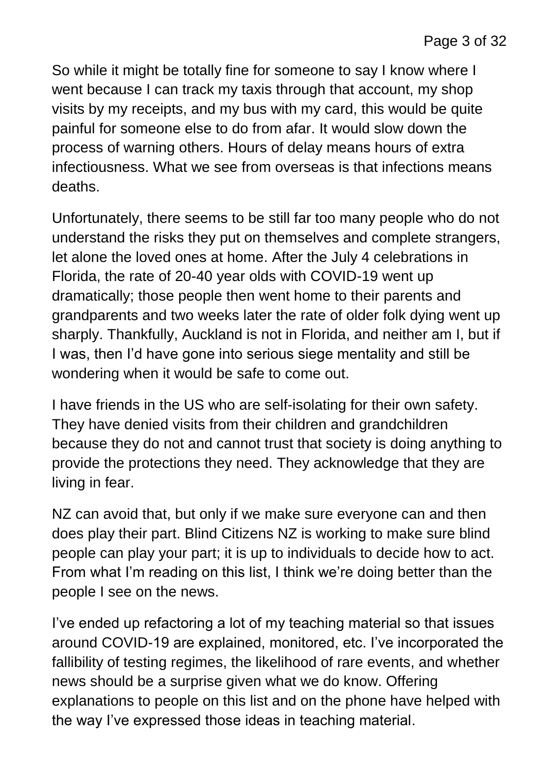So while it might be totally fine for someone to say I know where I went because I can track my taxis through that account, my shop visits by my receipts, and my bus with my card, this would be quite painful for someone else to do from afar. It would slow down the process of warning others. Hours of delay means hours of extra infectiousness. What we see from overseas is that infections means deaths.

Unfortunately, there seems to be still far too many people who do not understand the risks they put on themselves and complete strangers, let alone the loved ones at home. After the July 4 celebrations in Florida, the rate of 20-40 year olds with COVID-19 went up dramatically; those people then went home to their parents and grandparents and two weeks later the rate of older folk dying went up sharply. Thankfully, Auckland is not in Florida, and neither am I, but if I was, then I'd have gone into serious siege mentality and still be wondering when it would be safe to come out.

I have friends in the US who are self-isolating for their own safety. They have denied visits from their children and grandchildren because they do not and cannot trust that society is doing anything to provide the protections they need. They acknowledge that they are living in fear.

NZ can avoid that, but only if we make sure everyone can and then does play their part. Blind Citizens NZ is working to make sure blind people can play your part; it is up to individuals to decide how to act. From what I'm reading on this list, I think we're doing better than the people I see on the news.

I've ended up refactoring a lot of my teaching material so that issues around COVID-19 are explained, monitored, etc. I've incorporated the fallibility of testing regimes, the likelihood of rare events, and whether news should be a surprise given what we do know. Offering explanations to people on this list and on the phone have helped with the way I've expressed those ideas in teaching material.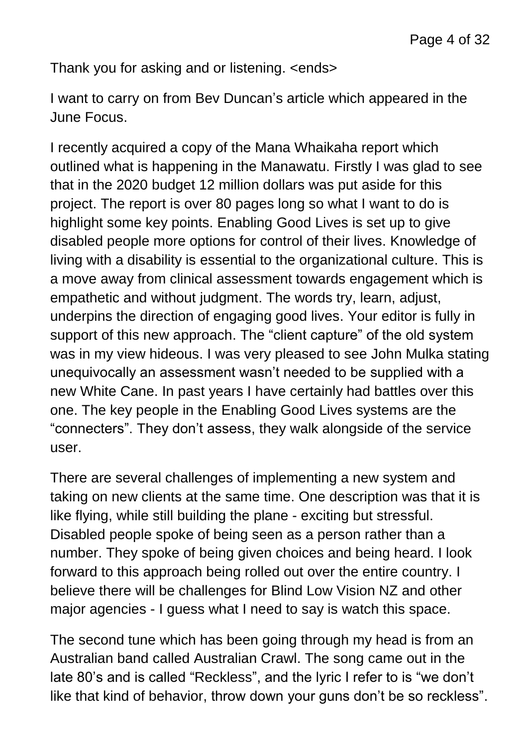Thank you for asking and or listening. <ends>

I want to carry on from Bev Duncan's article which appeared in the June Focus.

I recently acquired a copy of the Mana Whaikaha report which outlined what is happening in the Manawatu. Firstly I was glad to see that in the 2020 budget 12 million dollars was put aside for this project. The report is over 80 pages long so what I want to do is highlight some key points. Enabling Good Lives is set up to give disabled people more options for control of their lives. Knowledge of living with a disability is essential to the organizational culture. This is a move away from clinical assessment towards engagement which is empathetic and without judgment. The words try, learn, adjust, underpins the direction of engaging good lives. Your editor is fully in support of this new approach. The "client capture" of the old system was in my view hideous. I was very pleased to see John Mulka stating unequivocally an assessment wasn't needed to be supplied with a new White Cane. In past years I have certainly had battles over this one. The key people in the Enabling Good Lives systems are the "connecters". They don't assess, they walk alongside of the service user.

There are several challenges of implementing a new system and taking on new clients at the same time. One description was that it is like flying, while still building the plane - exciting but stressful. Disabled people spoke of being seen as a person rather than a number. They spoke of being given choices and being heard. I look forward to this approach being rolled out over the entire country. I believe there will be challenges for Blind Low Vision NZ and other major agencies - I guess what I need to say is watch this space.

The second tune which has been going through my head is from an Australian band called Australian Crawl. The song came out in the late 80's and is called "Reckless", and the lyric I refer to is "we don't like that kind of behavior, throw down your guns don't be so reckless".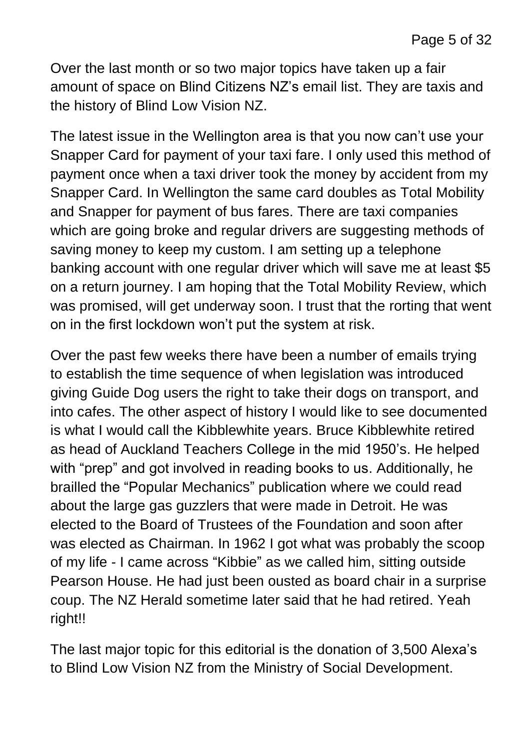Over the last month or so two major topics have taken up a fair amount of space on Blind Citizens NZ's email list. They are taxis and the history of Blind Low Vision NZ.

The latest issue in the Wellington area is that you now can't use your Snapper Card for payment of your taxi fare. I only used this method of payment once when a taxi driver took the money by accident from my Snapper Card. In Wellington the same card doubles as Total Mobility and Snapper for payment of bus fares. There are taxi companies which are going broke and regular drivers are suggesting methods of saving money to keep my custom. I am setting up a telephone banking account with one regular driver which will save me at least $5 on a return journey. I am hoping that the Total Mobility Review, which was promised, will get underway soon. I trust that the rorting that went on in the first lockdown won't put the system at risk.

Over the past few weeks there have been a number of emails trying to establish the time sequence of when legislation was introduced giving Guide Dog users the right to take their dogs on transport, and into cafes. The other aspect of history I would like to see documented is what I would call the Kibblewhite years. Bruce Kibblewhite retired as head of Auckland Teachers College in the mid 1950's. He helped with "prep" and got involved in reading books to us. Additionally, he brailled the "Popular Mechanics" publication where we could read about the large gas guzzlers that were made in Detroit. He was elected to the Board of Trustees of the Foundation and soon after was elected as Chairman. In 1962 I got what was probably the scoop of my life - I came across "Kibbie" as we called him, sitting outside Pearson House. He had just been ousted as board chair in a surprise coup. The NZ Herald sometime later said that he had retired. Yeah right!!

The last major topic for this editorial is the donation of 3,500 Alexa's to Blind Low Vision NZ from the Ministry of Social Development.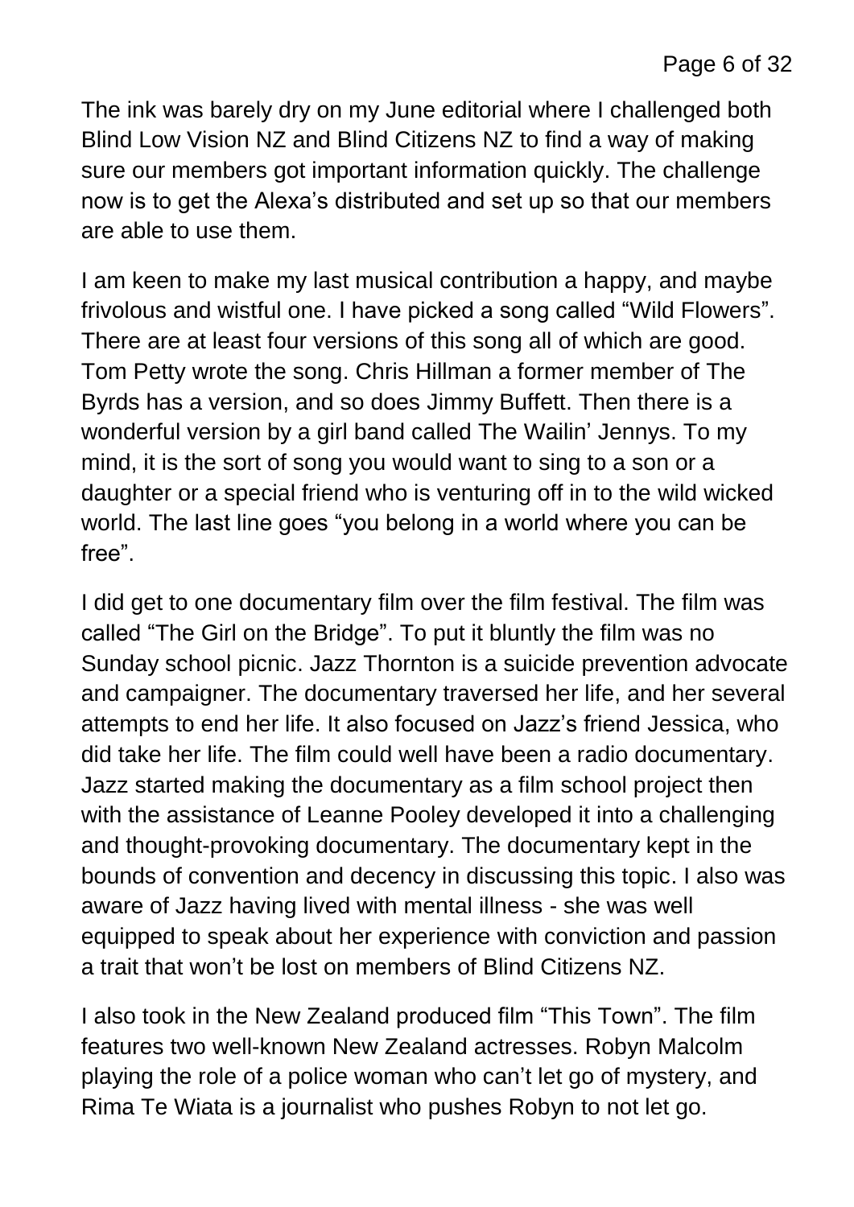The ink was barely dry on my June editorial where I challenged both Blind Low Vision NZ and Blind Citizens NZ to find a way of making sure our members got important information quickly. The challenge now is to get the Alexa's distributed and set up so that our members are able to use them.

I am keen to make my last musical contribution a happy, and maybe frivolous and wistful one. I have picked a song called "Wild Flowers". There are at least four versions of this song all of which are good. Tom Petty wrote the song. Chris Hillman a former member of The Byrds has a version, and so does Jimmy Buffett. Then there is a wonderful version by a girl band called The Wailin' Jennys. To my mind, it is the sort of song you would want to sing to a son or a daughter or a special friend who is venturing off in to the wild wicked world. The last line goes "you belong in a world where you can be free".

I did get to one documentary film over the film festival. The film was called "The Girl on the Bridge". To put it bluntly the film was no Sunday school picnic. Jazz Thornton is a suicide prevention advocate and campaigner. The documentary traversed her life, and her several attempts to end her life. It also focused on Jazz's friend Jessica, who did take her life. The film could well have been a radio documentary. Jazz started making the documentary as a film school project then with the assistance of Leanne Pooley developed it into a challenging and thought-provoking documentary. The documentary kept in the bounds of convention and decency in discussing this topic. I also was aware of Jazz having lived with mental illness - she was well equipped to speak about her experience with conviction and passion a trait that won't be lost on members of Blind Citizens NZ.

I also took in the New Zealand produced film "This Town". The film features two well-known New Zealand actresses. Robyn Malcolm playing the role of a police woman who can't let go of mystery, and Rima Te Wiata is a journalist who pushes Robyn to not let go.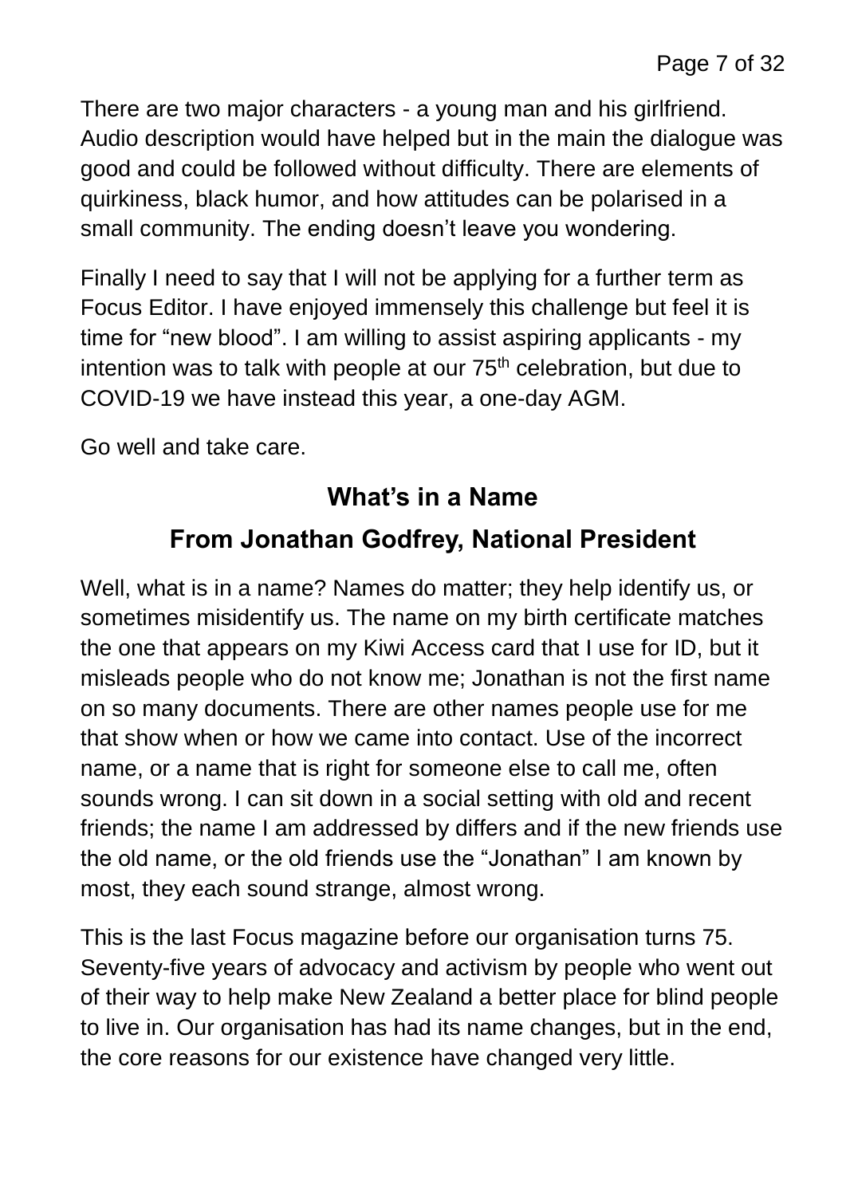There are two major characters - a young man and his girlfriend. Audio description would have helped but in the main the dialogue was good and could be followed without difficulty. There are elements of quirkiness, black humor, and how attitudes can be polarised in a small community. The ending doesn't leave you wondering.

Finally I need to say that I will not be applying for a further term as Focus Editor. I have enjoyed immensely this challenge but feel it is time for "new blood". I am willing to assist aspiring applicants - my intention was to talk with people at our 75th celebration, but due to COVID-19 we have instead this year, a one-day AGM.

Go well and take care.

## What's in a Name

## From Jonathan Godfrey, National President

Well, what is in a name? Names do matter; they help identify us, or sometimes misidentify us. The name on my birth certificate matches the one that appears on my Kiwi Access card that I use for ID, but it misleads people who do not know me; Jonathan is not the first name on so many documents. There are other names people use for me that show when or how we came into contact. Use of the incorrect name, or a name that is right for someone else to call me, often sounds wrong. I can sit down in a social setting with old and recent friends; the name I am addressed by differs and if the new friends use the old name, or the old friends use the "Jonathan" I am known by most, they each sound strange, almost wrong.

This is the last Focus magazine before our organisation turns 75. Seventy-five years of advocacy and activism by people who went out of their way to help make New Zealand a better place for blind people to live in. Our organisation has had its name changes, but in the end, the core reasons for our existence have changed very little.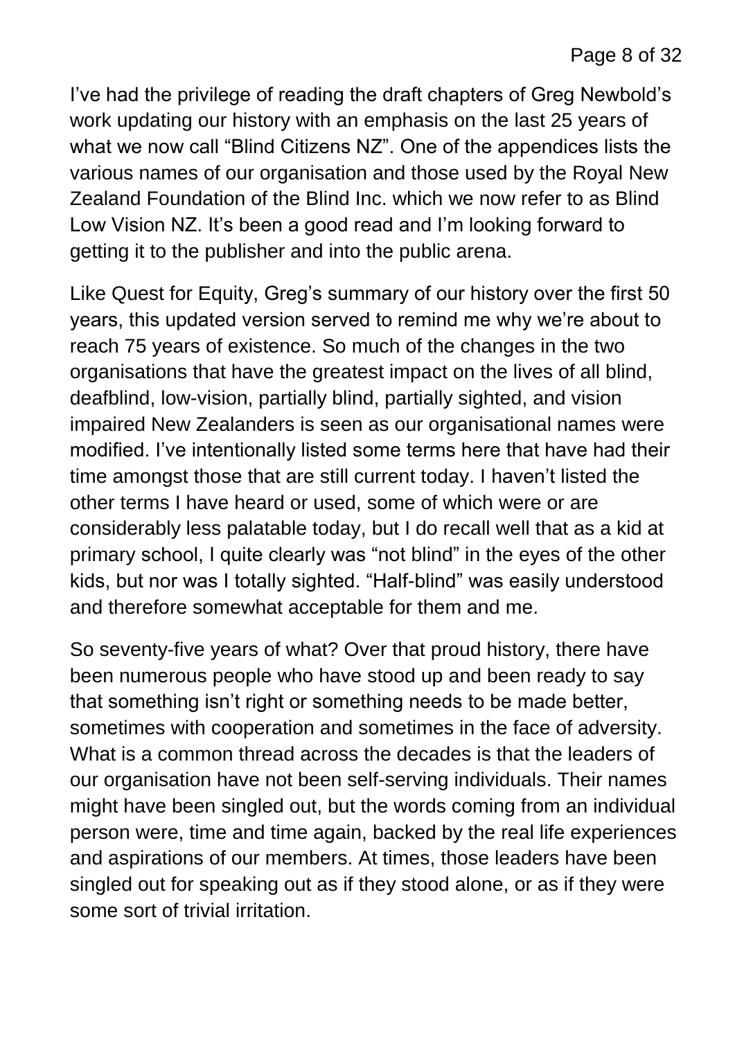I've had the privilege of reading the draft chapters of Greg Newbold's work updating our history with an emphasis on the last 25 years of what we now call "Blind Citizens NZ". One of the appendices lists the various names of our organisation and those used by the Royal New Zealand Foundation of the Blind Inc. which we now refer to as Blind Low Vision NZ. It's been a good read and I'm looking forward to getting it to the publisher and into the public arena.

Like Quest for Equity, Greg's summary of our history over the first 50 years, this updated version served to remind me why we're about to reach 75 years of existence. So much of the changes in the two organisations that have the greatest impact on the lives of all blind, deafblind, low-vision, partially blind, partially sighted, and vision impaired New Zealanders is seen as our organisational names were modified. I've intentionally listed some terms here that have had their time amongst those that are still current today. I haven't listed the other terms I have heard or used, some of which were or are considerably less palatable today, but I do recall well that as a kid at primary school, I quite clearly was "not blind" in the eyes of the other kids, but nor was I totally sighted. "Half-blind" was easily understood and therefore somewhat acceptable for them and me.

So seventy-five years of what? Over that proud history, there have been numerous people who have stood up and been ready to say that something isn't right or something needs to be made better, sometimes with cooperation and sometimes in the face of adversity. What is a common thread across the decades is that the leaders of our organisation have not been self-serving individuals. Their names might have been singled out, but the words coming from an individual person were, time and time again, backed by the real life experiences and aspirations of our members. At times, those leaders have been singled out for speaking out as if they stood alone, or as if they were some sort of trivial irritation.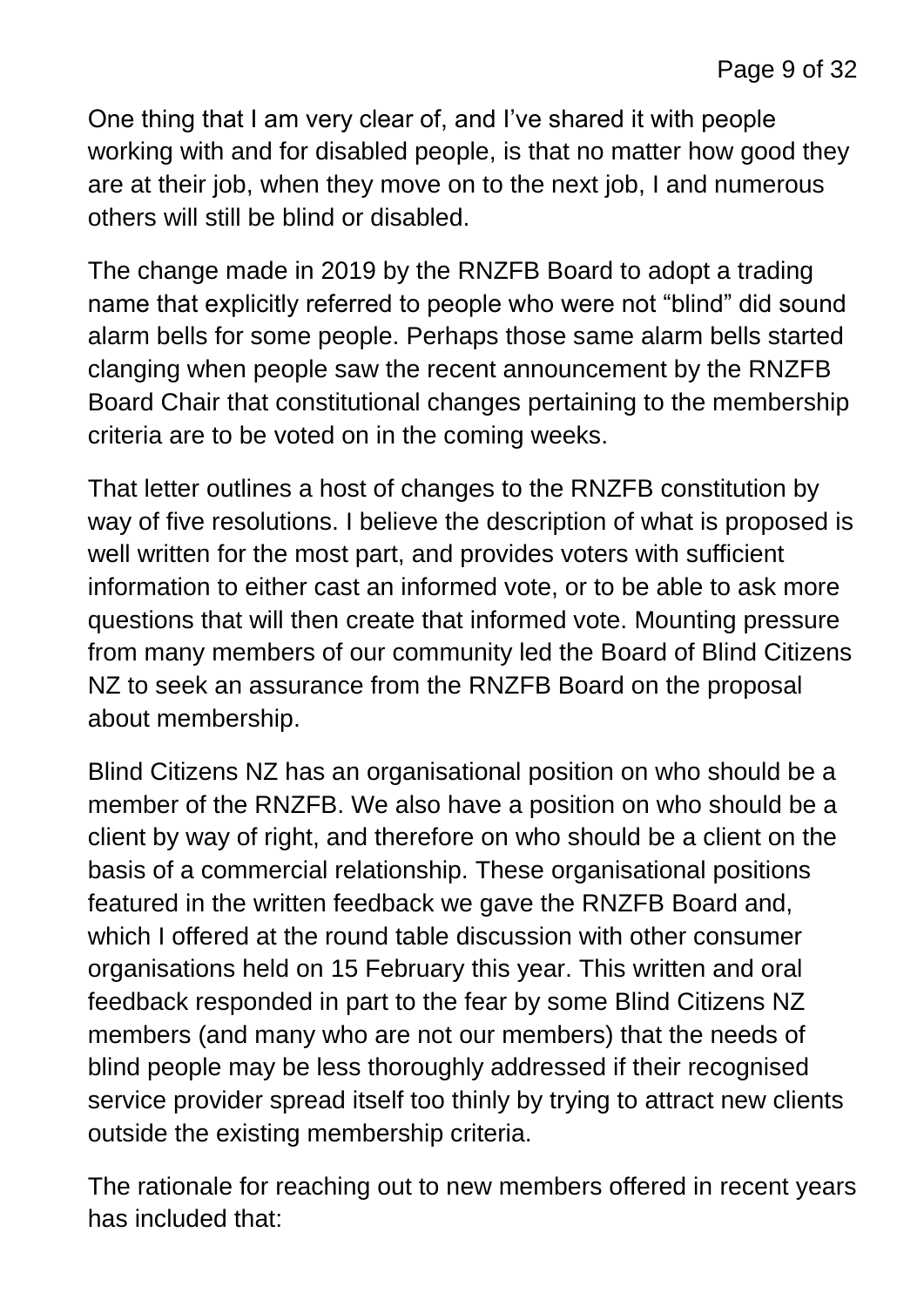One thing that I am very clear of, and I've shared it with people working with and for disabled people, is that no matter how good they are at their job, when they move on to the next job, I and numerous others will still be blind or disabled.

The change made in 2019 by the RNZFB Board to adopt a trading name that explicitly referred to people who were not "blind" did sound alarm bells for some people. Perhaps those same alarm bells started clanging when people saw the recent announcement by the RNZFB Board Chair that constitutional changes pertaining to the membership criteria are to be voted on in the coming weeks.

That letter outlines a host of changes to the RNZFB constitution by way of five resolutions. I believe the description of what is proposed is well written for the most part, and provides voters with sufficient information to either cast an informed vote, or to be able to ask more questions that will then create that informed vote. Mounting pressure from many members of our community led the Board of Blind Citizens NZ to seek an assurance from the RNZFB Board on the proposal about membership.

Blind Citizens NZ has an organisational position on who should be a member of the RNZFB. We also have a position on who should be a client by way of right, and therefore on who should be a client on the basis of a commercial relationship. These organisational positions featured in the written feedback we gave the RNZFB Board and, which I offered at the round table discussion with other consumer organisations held on 15 February this year. This written and oral feedback responded in part to the fear by some Blind Citizens NZ members (and many who are not our members) that the needs of blind people may be less thoroughly addressed if their recognised service provider spread itself too thinly by trying to attract new clients outside the existing membership criteria.

The rationale for reaching out to new members offered in recent years has included that: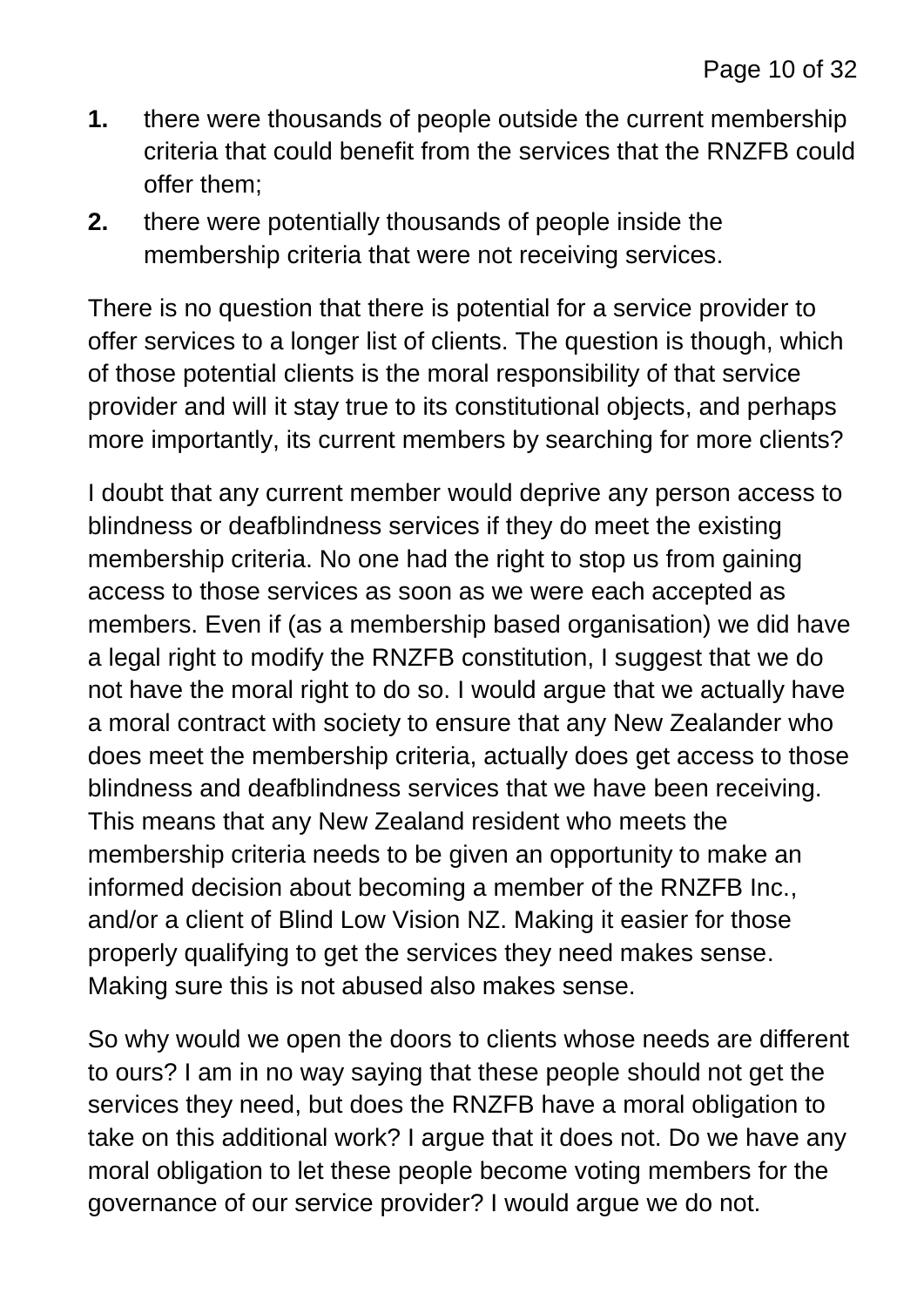1. there were thousands of people outside the current membership criteria that could benefit from the services that the RNZFB could offer them;
2. there were potentially thousands of people inside the membership criteria that were not receiving services.

There is no question that there is potential for a service provider to offer services to a longer list of clients. The question is though, which of those potential clients is the moral responsibility of that service provider and will it stay true to its constitutional objects, and perhaps more importantly, its current members by searching for more clients?

I doubt that any current member would deprive any person access to blindness or deafblindness services if they do meet the existing membership criteria. No one had the right to stop us from gaining access to those services as soon as we were each accepted as members. Even if (as a membership based organisation) we did have a legal right to modify the RNZFB constitution, I suggest that we do not have the moral right to do so. I would argue that we actually have a moral contract with society to ensure that any New Zealander who does meet the membership criteria, actually does get access to those blindness and deafblindness services that we have been receiving. This means that any New Zealand resident who meets the membership criteria needs to be given an opportunity to make an informed decision about becoming a member of the RNZFB Inc., and/or a client of Blind Low Vision NZ. Making it easier for those properly qualifying to get the services they need makes sense. Making sure this is not abused also makes sense.

So why would we open the doors to clients whose needs are different to ours? I am in no way saying that these people should not get the services they need, but does the RNZFB have a moral obligation to take on this additional work? I argue that it does not. Do we have any moral obligation to let these people become voting members for the governance of our service provider? I would argue we do not.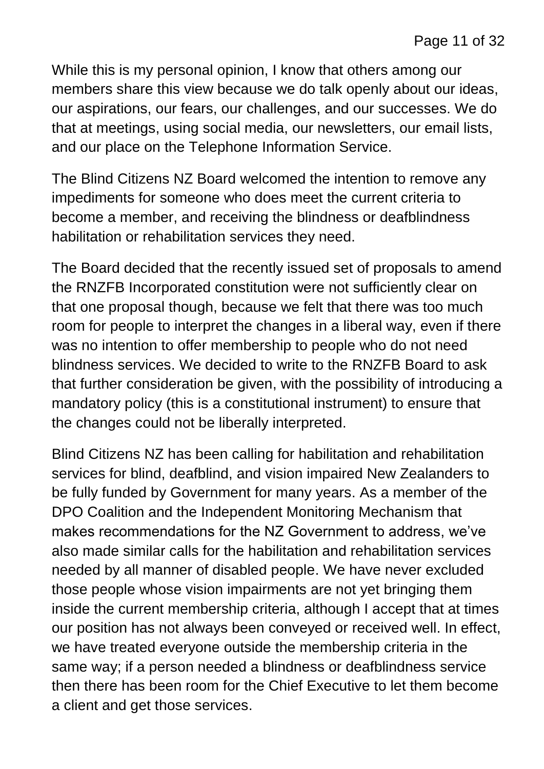While this is my personal opinion, I know that others among our members share this view because we do talk openly about our ideas, our aspirations, our fears, our challenges, and our successes. We do that at meetings, using social media, our newsletters, our email lists, and our place on the Telephone Information Service.

The Blind Citizens NZ Board welcomed the intention to remove any impediments for someone who does meet the current criteria to become a member, and receiving the blindness or deafblindness habilitation or rehabilitation services they need.

The Board decided that the recently issued set of proposals to amend the RNZFB Incorporated constitution were not sufficiently clear on that one proposal though, because we felt that there was too much room for people to interpret the changes in a liberal way, even if there was no intention to offer membership to people who do not need blindness services. We decided to write to the RNZFB Board to ask that further consideration be given, with the possibility of introducing a mandatory policy (this is a constitutional instrument) to ensure that the changes could not be liberally interpreted.

Blind Citizens NZ has been calling for habilitation and rehabilitation services for blind, deafblind, and vision impaired New Zealanders to be fully funded by Government for many years. As a member of the DPO Coalition and the Independent Monitoring Mechanism that makes recommendations for the NZ Government to address, we've also made similar calls for the habilitation and rehabilitation services needed by all manner of disabled people. We have never excluded those people whose vision impairments are not yet bringing them inside the current membership criteria, although I accept that at times our position has not always been conveyed or received well. In effect, we have treated everyone outside the membership criteria in the same way; if a person needed a blindness or deafblindness service then there has been room for the Chief Executive to let them become a client and get those services.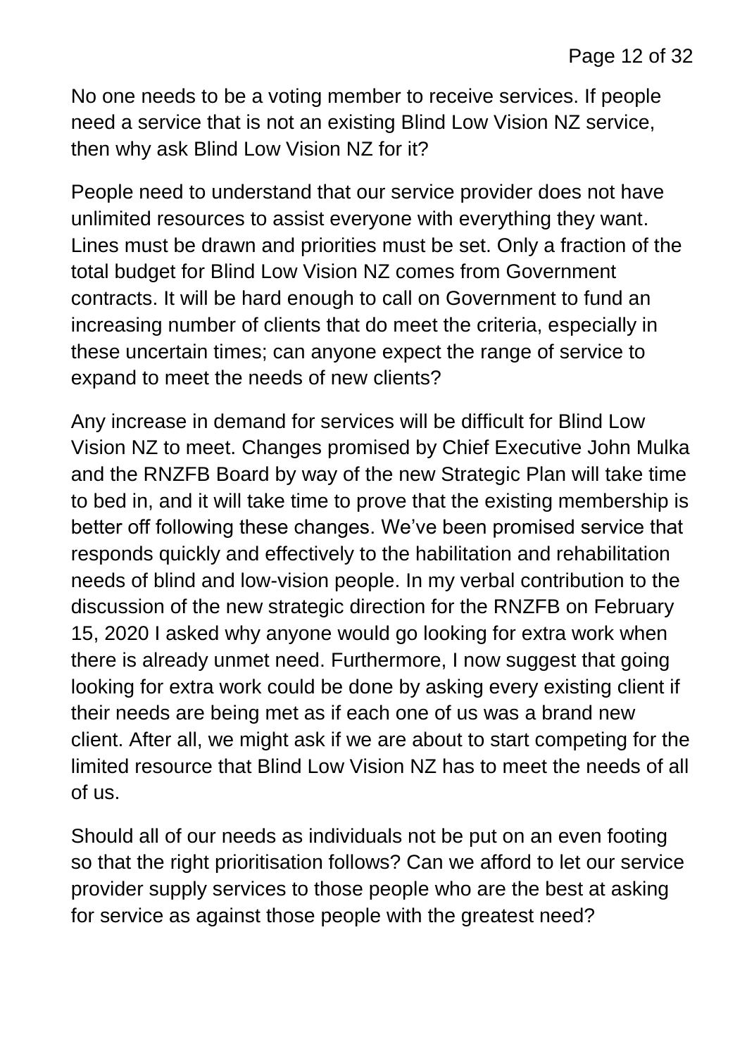No one needs to be a voting member to receive services. If people need a service that is not an existing Blind Low Vision NZ service, then why ask Blind Low Vision NZ for it?

People need to understand that our service provider does not have unlimited resources to assist everyone with everything they want. Lines must be drawn and priorities must be set. Only a fraction of the total budget for Blind Low Vision NZ comes from Government contracts. It will be hard enough to call on Government to fund an increasing number of clients that do meet the criteria, especially in these uncertain times; can anyone expect the range of service to expand to meet the needs of new clients?

Any increase in demand for services will be difficult for Blind Low Vision NZ to meet. Changes promised by Chief Executive John Mulka and the RNZFB Board by way of the new Strategic Plan will take time to bed in, and it will take time to prove that the existing membership is better off following these changes. We've been promised service that responds quickly and effectively to the habilitation and rehabilitation needs of blind and low-vision people. In my verbal contribution to the discussion of the new strategic direction for the RNZFB on February 15, 2020 I asked why anyone would go looking for extra work when there is already unmet need. Furthermore, I now suggest that going looking for extra work could be done by asking every existing client if their needs are being met as if each one of us was a brand new client. After all, we might ask if we are about to start competing for the limited resource that Blind Low Vision NZ has to meet the needs of all of us.

Should all of our needs as individuals not be put on an even footing so that the right prioritisation follows? Can we afford to let our service provider supply services to those people who are the best at asking for service as against those people with the greatest need?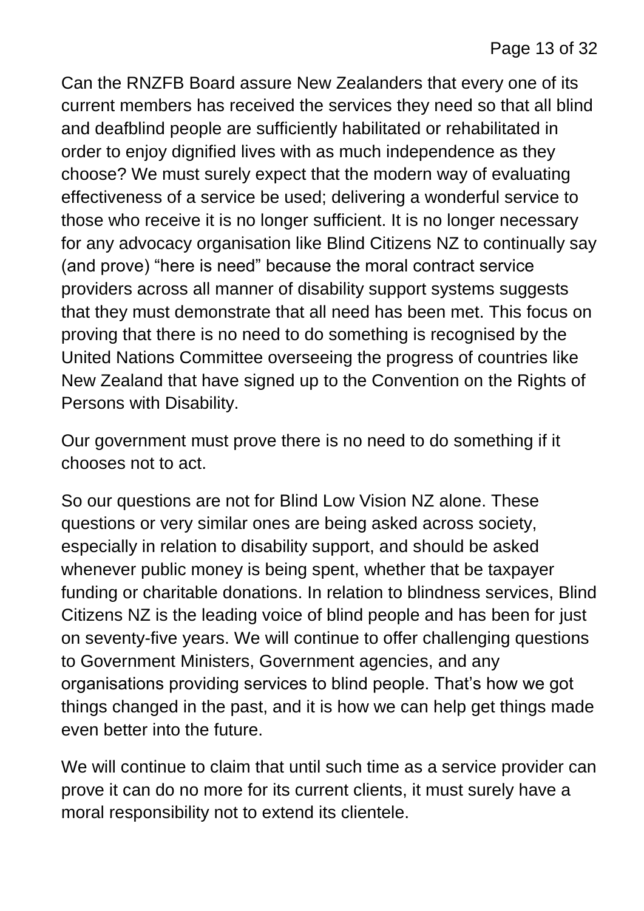Can the RNZFB Board assure New Zealanders that every one of its current members has received the services they need so that all blind and deafblind people are sufficiently habilitated or rehabilitated in order to enjoy dignified lives with as much independence as they choose? We must surely expect that the modern way of evaluating effectiveness of a service be used; delivering a wonderful service to those who receive it is no longer sufficient. It is no longer necessary for any advocacy organisation like Blind Citizens NZ to continually say (and prove) “here is need” because the moral contract service providers across all manner of disability support systems suggests that they must demonstrate that all need has been met. This focus on proving that there is no need to do something is recognised by the United Nations Committee overseeing the progress of countries like New Zealand that have signed up to the Convention on the Rights of Persons with Disability.

Our government must prove there is no need to do something if it chooses not to act.

So our questions are not for Blind Low Vision NZ alone. These questions or very similar ones are being asked across society, especially in relation to disability support, and should be asked whenever public money is being spent, whether that be taxpayer funding or charitable donations. In relation to blindness services, Blind Citizens NZ is the leading voice of blind people and has been for just on seventy-five years. We will continue to offer challenging questions to Government Ministers, Government agencies, and any organisations providing services to blind people. That’s how we got things changed in the past, and it is how we can help get things made even better into the future.

We will continue to claim that until such time as a service provider can prove it can do no more for its current clients, it must surely have a moral responsibility not to extend its clientele.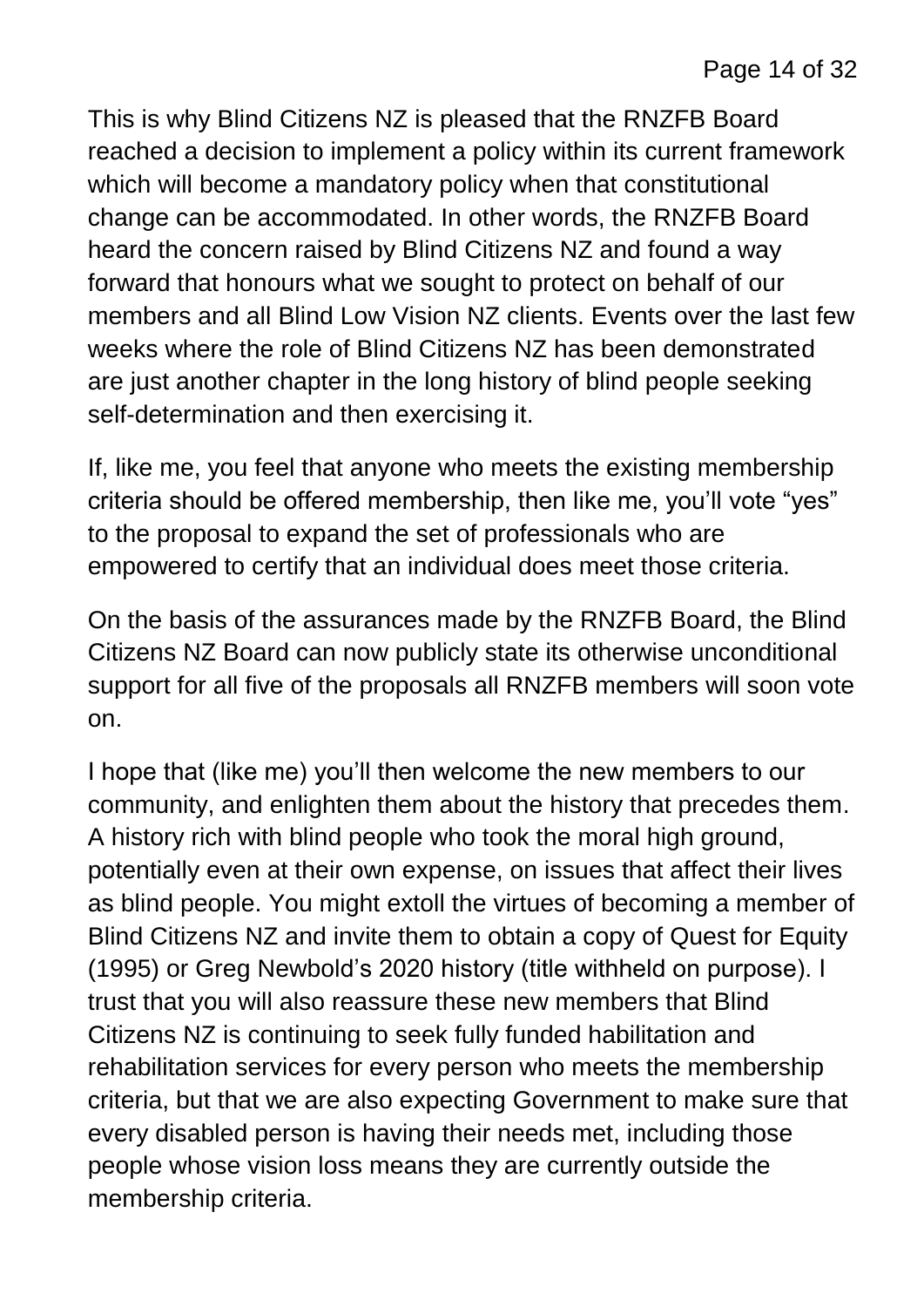This is why Blind Citizens NZ is pleased that the RNZFB Board reached a decision to implement a policy within its current framework which will become a mandatory policy when that constitutional change can be accommodated. In other words, the RNZFB Board heard the concern raised by Blind Citizens NZ and found a way forward that honours what we sought to protect on behalf of our members and all Blind Low Vision NZ clients. Events over the last few weeks where the role of Blind Citizens NZ has been demonstrated are just another chapter in the long history of blind people seeking self-determination and then exercising it.

If, like me, you feel that anyone who meets the existing membership criteria should be offered membership, then like me, you'll vote "yes" to the proposal to expand the set of professionals who are empowered to certify that an individual does meet those criteria.

On the basis of the assurances made by the RNZFB Board, the Blind Citizens NZ Board can now publicly state its otherwise unconditional support for all five of the proposals all RNZFB members will soon vote on.

I hope that (like me) you'll then welcome the new members to our community, and enlighten them about the history that precedes them. A history rich with blind people who took the moral high ground, potentially even at their own expense, on issues that affect their lives as blind people. You might extoll the virtues of becoming a member of Blind Citizens NZ and invite them to obtain a copy of Quest for Equity (1995) or Greg Newbold's 2020 history (title withheld on purpose). I trust that you will also reassure these new members that Blind Citizens NZ is continuing to seek fully funded habilitation and rehabilitation services for every person who meets the membership criteria, but that we are also expecting Government to make sure that every disabled person is having their needs met, including those people whose vision loss means they are currently outside the membership criteria.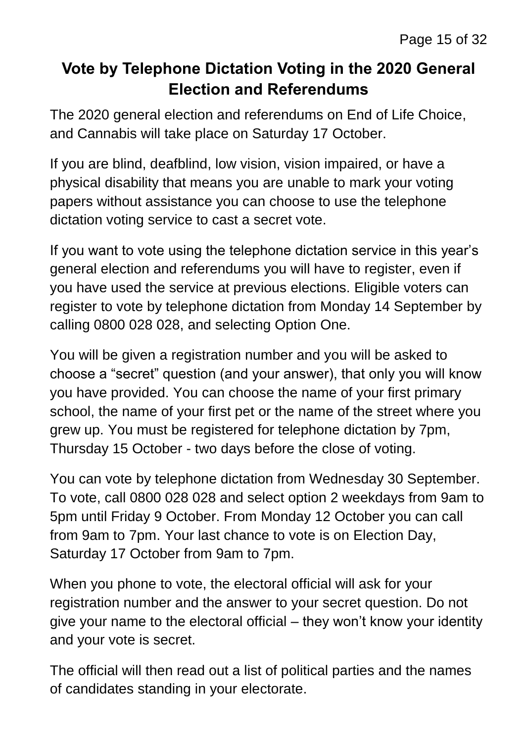## Vote by Telephone Dictation Voting in the 2020 General Election and Referendums

The 2020 general election and referendums on End of Life Choice, and Cannabis will take place on Saturday 17 October.

If you are blind, deafblind, low vision, vision impaired, or have a physical disability that means you are unable to mark your voting papers without assistance you can choose to use the telephone dictation voting service to cast a secret vote.

If you want to vote using the telephone dictation service in this year's general election and referendums you will have to register, even if you have used the service at previous elections. Eligible voters can register to vote by telephone dictation from Monday 14 September by calling 0800 028 028, and selecting Option One.

You will be given a registration number and you will be asked to choose a "secret" question (and your answer), that only you will know you have provided. You can choose the name of your first primary school, the name of your first pet or the name of the street where you grew up. You must be registered for telephone dictation by 7pm, Thursday 15 October - two days before the close of voting.

You can vote by telephone dictation from Wednesday 30 September. To vote, call 0800 028 028 and select option 2 weekdays from 9am to 5pm until Friday 9 October. From Monday 12 October you can call from 9am to 7pm. Your last chance to vote is on Election Day, Saturday 17 October from 9am to 7pm.

When you phone to vote, the electoral official will ask for your registration number and the answer to your secret question. Do not give your name to the electoral official – they won't know your identity and your vote is secret.

The official will then read out a list of political parties and the names of candidates standing in your electorate.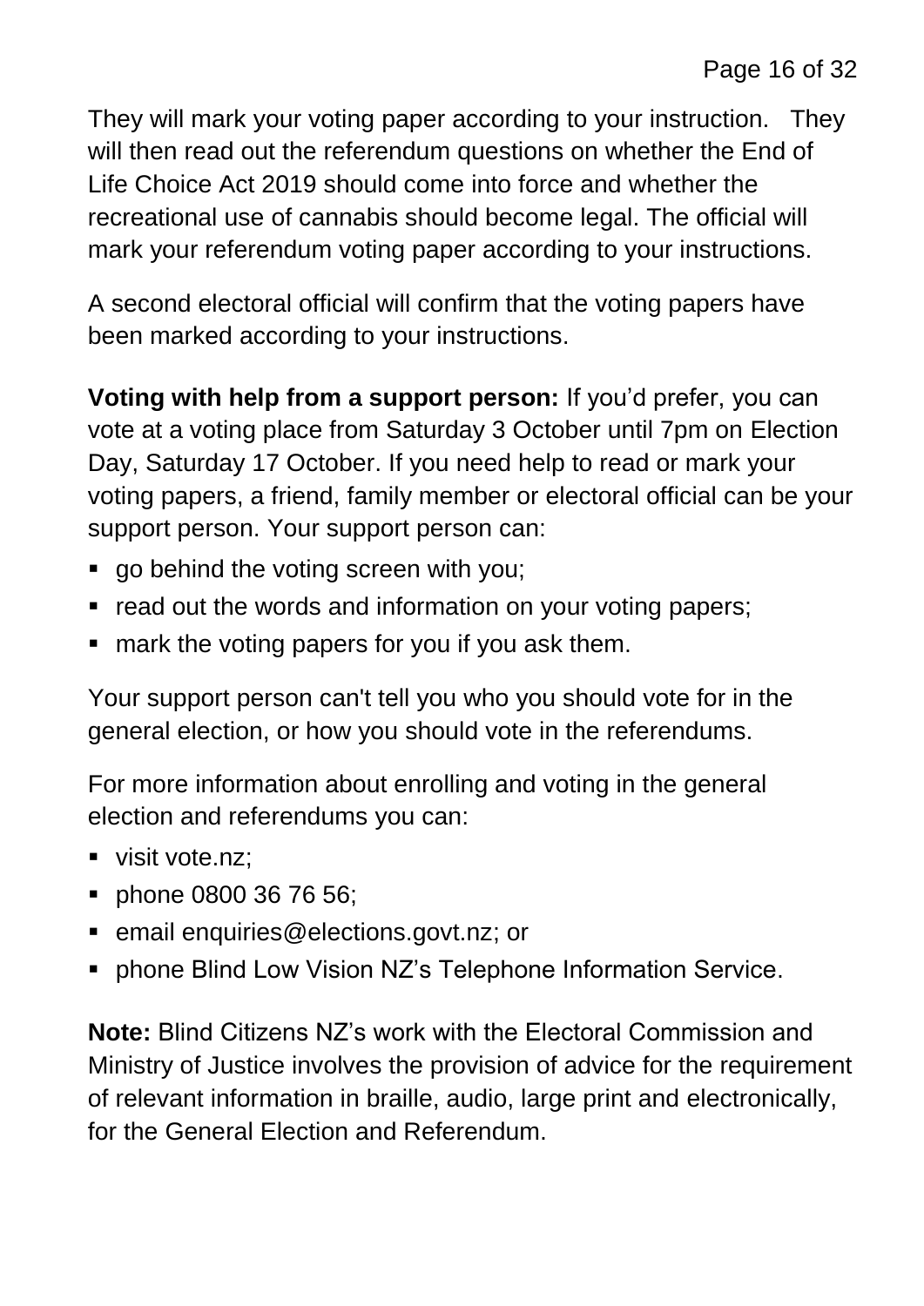They will mark your voting paper according to your instruction. They will then read out the referendum questions on whether the End of Life Choice Act 2019 should come into force and whether the recreational use of cannabis should become legal. The official will mark your referendum voting paper according to your instructions.

A second electoral official will confirm that the voting papers have been marked according to your instructions.

**Voting with help from a support person:** If you'd prefer, you can vote at a voting place from Saturday 3 October until 7pm on Election Day, Saturday 17 October. If you need help to read or mark your voting papers, a friend, family member or electoral official can be your support person. Your support person can:

- go behind the voting screen with you;
- read out the words and information on your voting papers;
- mark the voting papers for you if you ask them.

Your support person can't tell you who you should vote for in the general election, or how you should vote in the referendums.

For more information about enrolling and voting in the general election and referendums you can:

- visit vote.nz;
- phone 0800 36 76 56;
- email enquiries@elections.govt.nz; or
- phone Blind Low Vision NZ's Telephone Information Service.

**Note:** Blind Citizens NZ's work with the Electoral Commission and Ministry of Justice involves the provision of advice for the requirement of relevant information in braille, audio, large print and electronically, for the General Election and Referendum.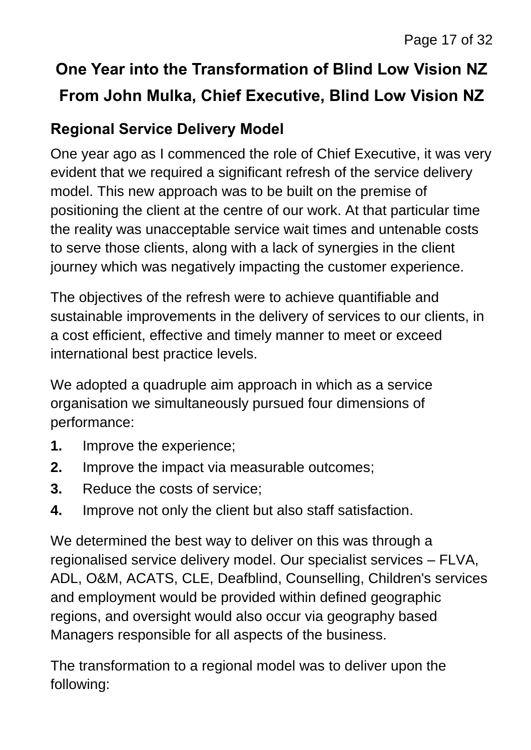# One Year into the Transformation of Blind Low Vision NZ

# From John Mulka, Chief Executive, Blind Low Vision NZ

## Regional Service Delivery Model

One year ago as I commenced the role of Chief Executive, it was very evident that we required a significant refresh of the service delivery model. This new approach was to be built on the premise of positioning the client at the centre of our work. At that particular time the reality was unacceptable service wait times and untenable costs to serve those clients, along with a lack of synergies in the client journey which was negatively impacting the customer experience.

The objectives of the refresh were to achieve quantifiable and sustainable improvements in the delivery of services to our clients, in a cost efficient, effective and timely manner to meet or exceed international best practice levels.

We adopted a quadruple aim approach in which as a service organisation we simultaneously pursued four dimensions of performance:

1. Improve the experience;
2. Improve the impact via measurable outcomes;
3. Reduce the costs of service;
4. Improve not only the client but also staff satisfaction.

We determined the best way to deliver on this was through a regionalised service delivery model. Our specialist services – FLVA, ADL, O&M, ACATS, CLE, Deafblind, Counselling, Children's services and employment would be provided within defined geographic regions, and oversight would also occur via geography based Managers responsible for all aspects of the business.

The transformation to a regional model was to deliver upon the following: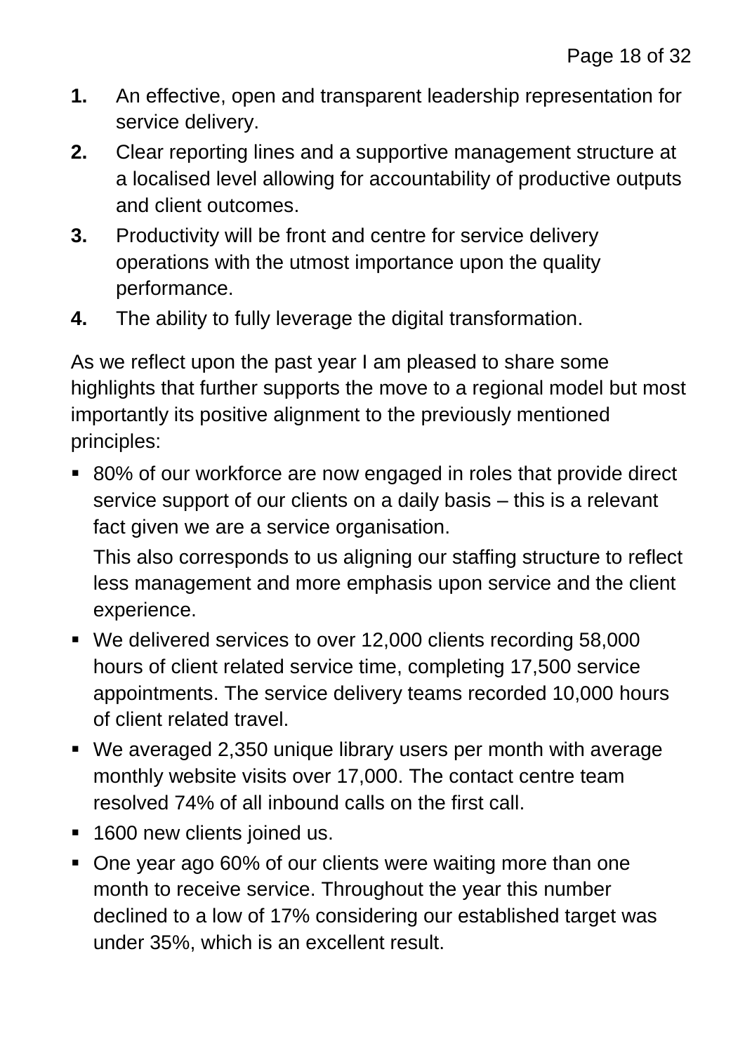1. An effective, open and transparent leadership representation for service delivery.
2. Clear reporting lines and a supportive management structure at a localised level allowing for accountability of productive outputs and client outcomes.
3. Productivity will be front and centre for service delivery operations with the utmost importance upon the quality performance.
4. The ability to fully leverage the digital transformation.

As we reflect upon the past year I am pleased to share some highlights that further supports the move to a regional model but most importantly its positive alignment to the previously mentioned principles:

- 80% of our workforce are now engaged in roles that provide direct service support of our clients on a daily basis – this is a relevant fact given we are a service organisation.

  This also corresponds to us aligning our staffing structure to reflect less management and more emphasis upon service and the client experience.
- We delivered services to over 12,000 clients recording 58,000 hours of client related service time, completing 17,500 service appointments. The service delivery teams recorded 10,000 hours of client related travel.
- We averaged 2,350 unique library users per month with average monthly website visits over 17,000. The contact centre team resolved 74% of all inbound calls on the first call.
- 1600 new clients joined us.
- One year ago 60% of our clients were waiting more than one month to receive service. Throughout the year this number declined to a low of 17% considering our established target was under 35%, which is an excellent result.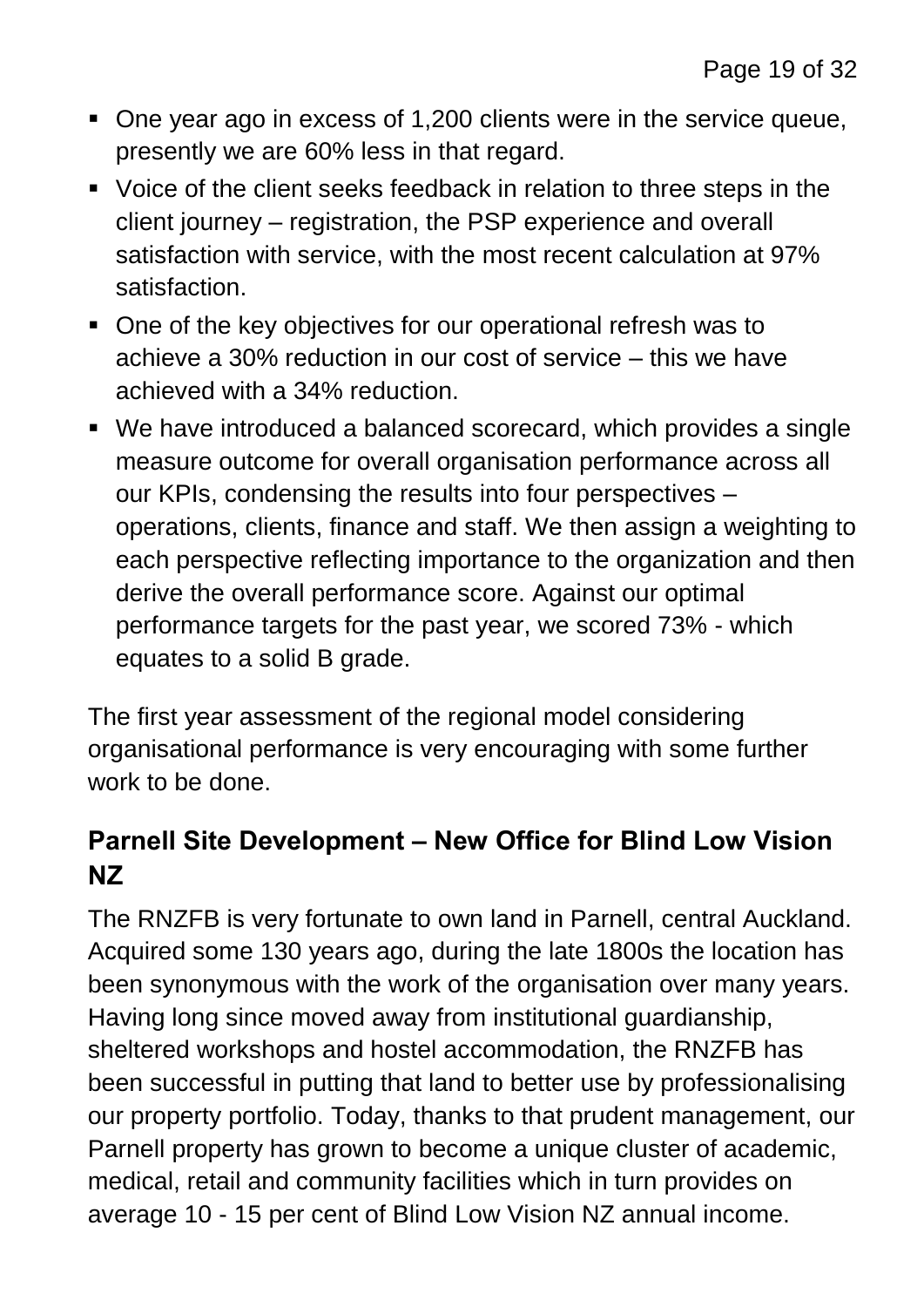- One year ago in excess of 1,200 clients were in the service queue, presently we are 60% less in that regard.
- Voice of the client seeks feedback in relation to three steps in the client journey – registration, the PSP experience and overall satisfaction with service, with the most recent calculation at 97% satisfaction.
- One of the key objectives for our operational refresh was to achieve a 30% reduction in our cost of service – this we have achieved with a 34% reduction.
- We have introduced a balanced scorecard, which provides a single measure outcome for overall organisation performance across all our KPIs, condensing the results into four perspectives – operations, clients, finance and staff. We then assign a weighting to each perspective reflecting importance to the organization and then derive the overall performance score. Against our optimal performance targets for the past year, we scored 73% - which equates to a solid B grade.

The first year assessment of the regional model considering organisational performance is very encouraging with some further work to be done.

## Parnell Site Development – New Office for Blind Low Vision NZ

The RNZFB is very fortunate to own land in Parnell, central Auckland. Acquired some 130 years ago, during the late 1800s the location has been synonymous with the work of the organisation over many years. Having long since moved away from institutional guardianship, sheltered workshops and hostel accommodation, the RNZFB has been successful in putting that land to better use by professionalising our property portfolio. Today, thanks to that prudent management, our Parnell property has grown to become a unique cluster of academic, medical, retail and community facilities which in turn provides on average 10 - 15 per cent of Blind Low Vision NZ annual income.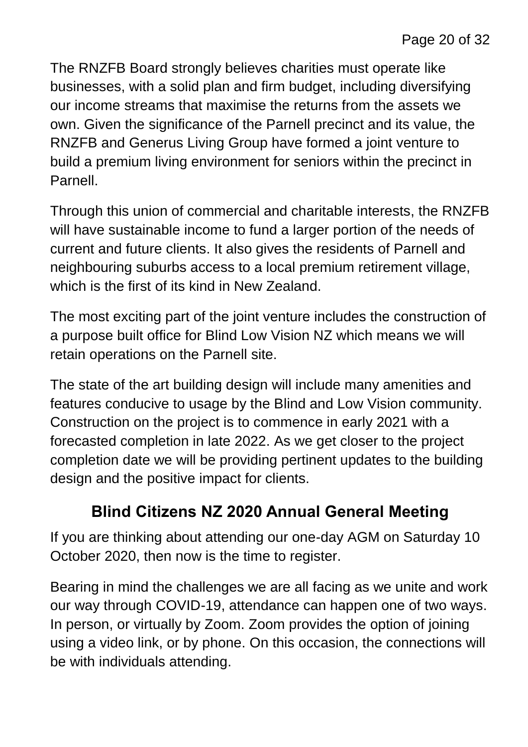The RNZFB Board strongly believes charities must operate like businesses, with a solid plan and firm budget, including diversifying our income streams that maximise the returns from the assets we own. Given the significance of the Parnell precinct and its value, the RNZFB and Generus Living Group have formed a joint venture to build a premium living environment for seniors within the precinct in Parnell.

Through this union of commercial and charitable interests, the RNZFB will have sustainable income to fund a larger portion of the needs of current and future clients. It also gives the residents of Parnell and neighbouring suburbs access to a local premium retirement village, which is the first of its kind in New Zealand.

The most exciting part of the joint venture includes the construction of a purpose built office for Blind Low Vision NZ which means we will retain operations on the Parnell site.

The state of the art building design will include many amenities and features conducive to usage by the Blind and Low Vision community. Construction on the project is to commence in early 2021 with a forecasted completion in late 2022. As we get closer to the project completion date we will be providing pertinent updates to the building design and the positive impact for clients.

## Blind Citizens NZ 2020 Annual General Meeting

If you are thinking about attending our one-day AGM on Saturday 10 October 2020, then now is the time to register.

Bearing in mind the challenges we are all facing as we unite and work our way through COVID-19, attendance can happen one of two ways. In person, or virtually by Zoom. Zoom provides the option of joining using a video link, or by phone. On this occasion, the connections will be with individuals attending.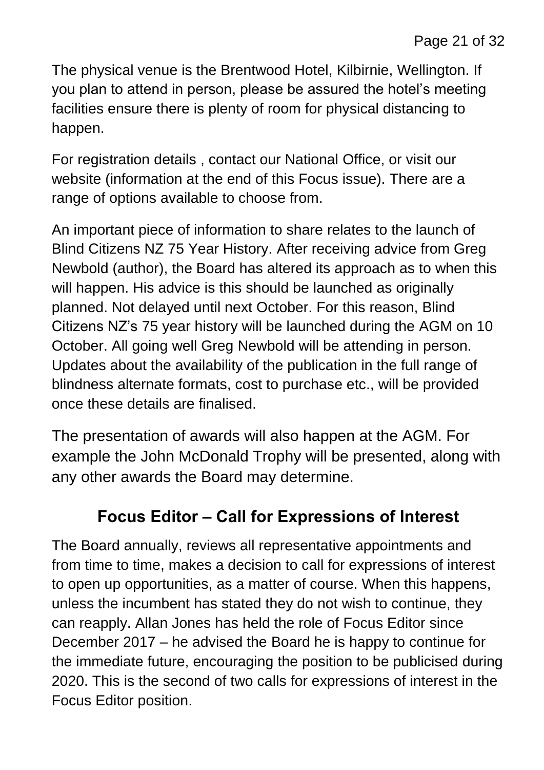The physical venue is the Brentwood Hotel, Kilbirnie, Wellington. If you plan to attend in person, please be assured the hotel's meeting facilities ensure there is plenty of room for physical distancing to happen.

For registration details , contact our National Office, or visit our website (information at the end of this Focus issue). There are a range of options available to choose from.

An important piece of information to share relates to the launch of Blind Citizens NZ 75 Year History. After receiving advice from Greg Newbold (author), the Board has altered its approach as to when this will happen. His advice is this should be launched as originally planned. Not delayed until next October. For this reason, Blind Citizens NZ's 75 year history will be launched during the AGM on 10 October. All going well Greg Newbold will be attending in person. Updates about the availability of the publication in the full range of blindness alternate formats, cost to purchase etc., will be provided once these details are finalised.

The presentation of awards will also happen at the AGM. For example the John McDonald Trophy will be presented, along with any other awards the Board may determine.

## Focus Editor – Call for Expressions of Interest

The Board annually, reviews all representative appointments and from time to time, makes a decision to call for expressions of interest to open up opportunities, as a matter of course. When this happens, unless the incumbent has stated they do not wish to continue, they can reapply. Allan Jones has held the role of Focus Editor since December 2017 – he advised the Board he is happy to continue for the immediate future, encouraging the position to be publicised during 2020. This is the second of two calls for expressions of interest in the Focus Editor position.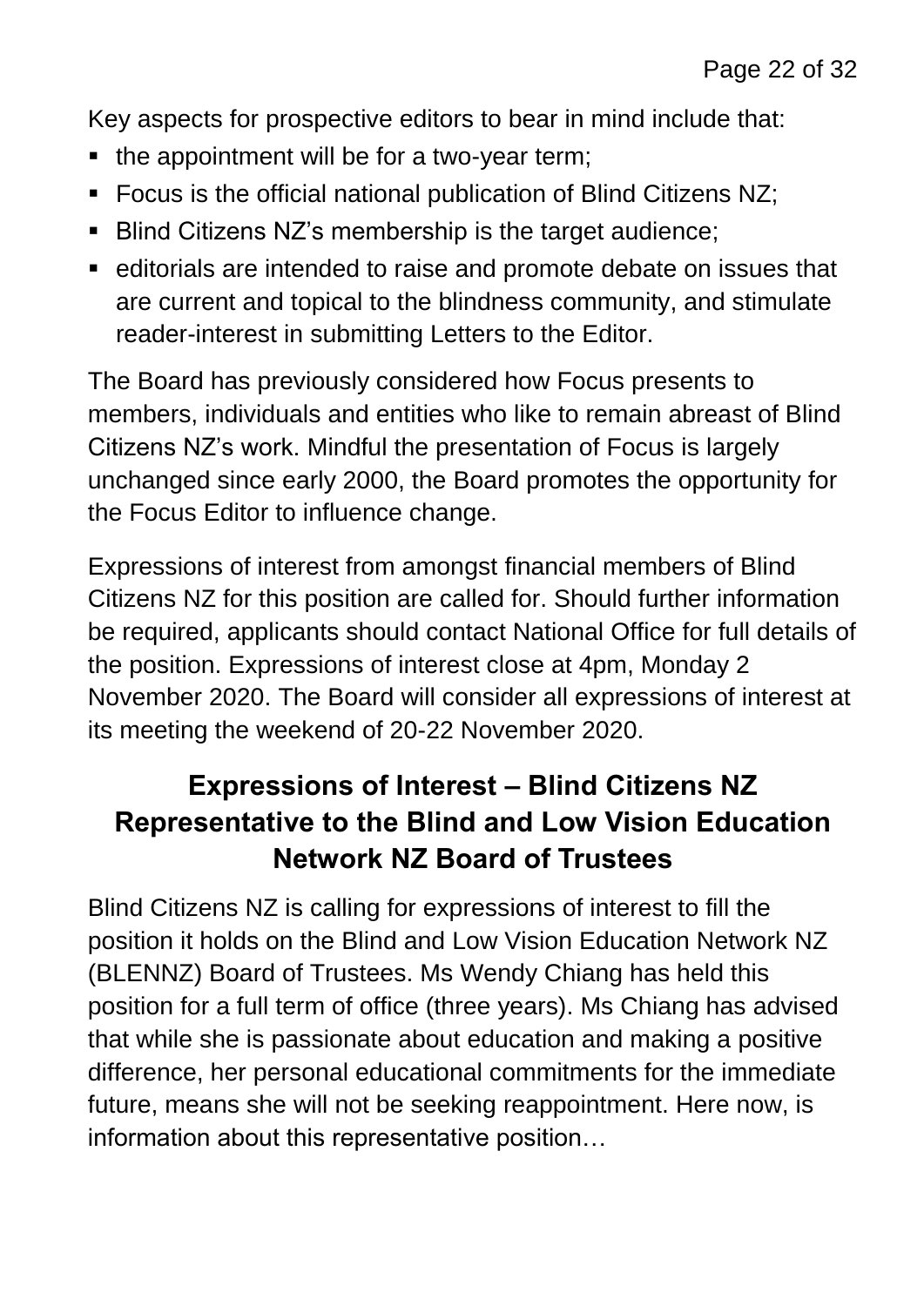Key aspects for prospective editors to bear in mind include that:

- the appointment will be for a two-year term;
- Focus is the official national publication of Blind Citizens NZ;
- Blind Citizens NZ's membership is the target audience;
- editorials are intended to raise and promote debate on issues that are current and topical to the blindness community, and stimulate reader-interest in submitting Letters to the Editor.

The Board has previously considered how Focus presents to members, individuals and entities who like to remain abreast of Blind Citizens NZ's work. Mindful the presentation of Focus is largely unchanged since early 2000, the Board promotes the opportunity for the Focus Editor to influence change.

Expressions of interest from amongst financial members of Blind Citizens NZ for this position are called for. Should further information be required, applicants should contact National Office for full details of the position. Expressions of interest close at 4pm, Monday 2 November 2020. The Board will consider all expressions of interest at its meeting the weekend of 20-22 November 2020.

## Expressions of Interest – Blind Citizens NZ Representative to the Blind and Low Vision Education Network NZ Board of Trustees

Blind Citizens NZ is calling for expressions of interest to fill the position it holds on the Blind and Low Vision Education Network NZ (BLENNZ) Board of Trustees. Ms Wendy Chiang has held this position for a full term of office (three years). Ms Chiang has advised that while she is passionate about education and making a positive difference, her personal educational commitments for the immediate future, means she will not be seeking reappointment. Here now, is information about this representative position…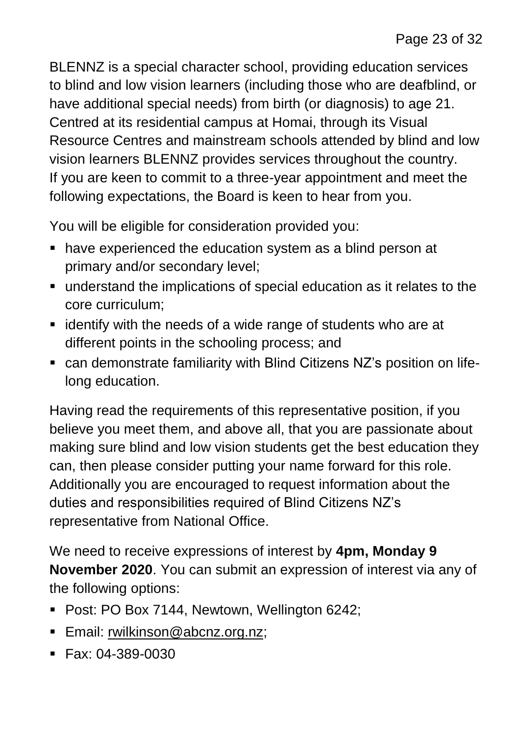BLENNZ is a special character school, providing education services to blind and low vision learners (including those who are deafblind, or have additional special needs) from birth (or diagnosis) to age 21. Centred at its residential campus at Homai, through its Visual Resource Centres and mainstream schools attended by blind and low vision learners BLENNZ provides services throughout the country. If you are keen to commit to a three-year appointment and meet the following expectations, the Board is keen to hear from you.

You will be eligible for consideration provided you:

- have experienced the education system as a blind person at primary and/or secondary level;
- understand the implications of special education as it relates to the core curriculum;
- identify with the needs of a wide range of students who are at different points in the schooling process; and
- can demonstrate familiarity with Blind Citizens NZ's position on life-long education.

Having read the requirements of this representative position, if you believe you meet them, and above all, that you are passionate about making sure blind and low vision students get the best education they can, then please consider putting your name forward for this role. Additionally you are encouraged to request information about the duties and responsibilities required of Blind Citizens NZ's representative from National Office.

We need to receive expressions of interest by **4pm, Monday 9 November 2020**. You can submit an expression of interest via any of the following options:

- Post: PO Box 7144, Newtown, Wellington 6242;
- Email: rwilkinson@abcnz.org.nz;
- Fax: 04-389-0030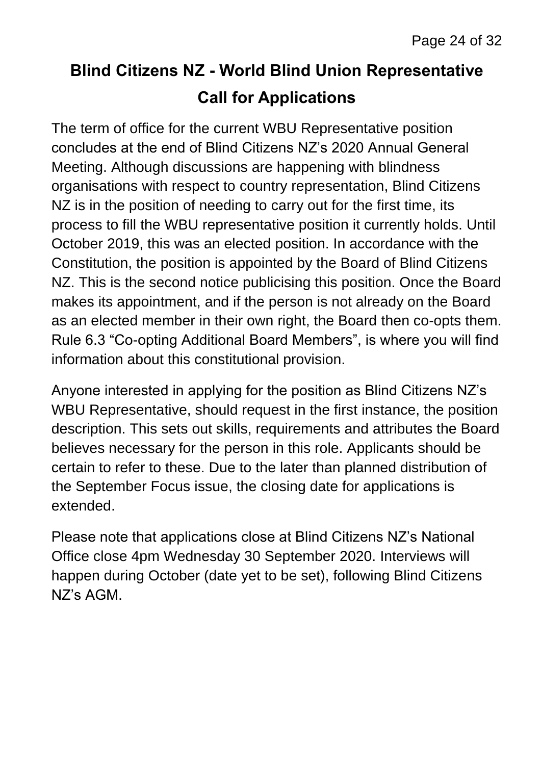# Blind Citizens NZ - World Blind Union Representative Call for Applications

The term of office for the current WBU Representative position concludes at the end of Blind Citizens NZ's 2020 Annual General Meeting. Although discussions are happening with blindness organisations with respect to country representation, Blind Citizens NZ is in the position of needing to carry out for the first time, its process to fill the WBU representative position it currently holds. Until October 2019, this was an elected position. In accordance with the Constitution, the position is appointed by the Board of Blind Citizens NZ. This is the second notice publicising this position. Once the Board makes its appointment, and if the person is not already on the Board as an elected member in their own right, the Board then co-opts them. Rule 6.3 "Co-opting Additional Board Members", is where you will find information about this constitutional provision.

Anyone interested in applying for the position as Blind Citizens NZ's WBU Representative, should request in the first instance, the position description. This sets out skills, requirements and attributes the Board believes necessary for the person in this role. Applicants should be certain to refer to these. Due to the later than planned distribution of the September Focus issue, the closing date for applications is extended.

Please note that applications close at Blind Citizens NZ's National Office close 4pm Wednesday 30 September 2020. Interviews will happen during October (date yet to be set), following Blind Citizens NZ's AGM.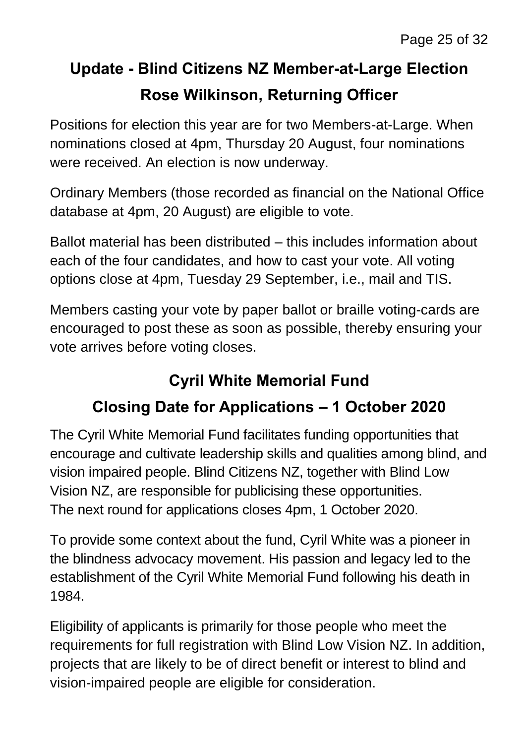## Update - Blind Citizens NZ Member-at-Large Election

## Rose Wilkinson, Returning Officer

Positions for election this year are for two Members-at-Large. When nominations closed at 4pm, Thursday 20 August, four nominations were received. An election is now underway.

Ordinary Members (those recorded as financial on the National Office database at 4pm, 20 August) are eligible to vote.

Ballot material has been distributed – this includes information about each of the four candidates, and how to cast your vote. All voting options close at 4pm, Tuesday 29 September, i.e., mail and TIS.

Members casting your vote by paper ballot or braille voting-cards are encouraged to post these as soon as possible, thereby ensuring your vote arrives before voting closes.

## Cyril White Memorial Fund

## Closing Date for Applications – 1 October 2020

The Cyril White Memorial Fund facilitates funding opportunities that encourage and cultivate leadership skills and qualities among blind, and vision impaired people. Blind Citizens NZ, together with Blind Low Vision NZ, are responsible for publicising these opportunities. The next round for applications closes 4pm, 1 October 2020.

To provide some context about the fund, Cyril White was a pioneer in the blindness advocacy movement. His passion and legacy led to the establishment of the Cyril White Memorial Fund following his death in 1984.

Eligibility of applicants is primarily for those people who meet the requirements for full registration with Blind Low Vision NZ. In addition, projects that are likely to be of direct benefit or interest to blind and vision-impaired people are eligible for consideration.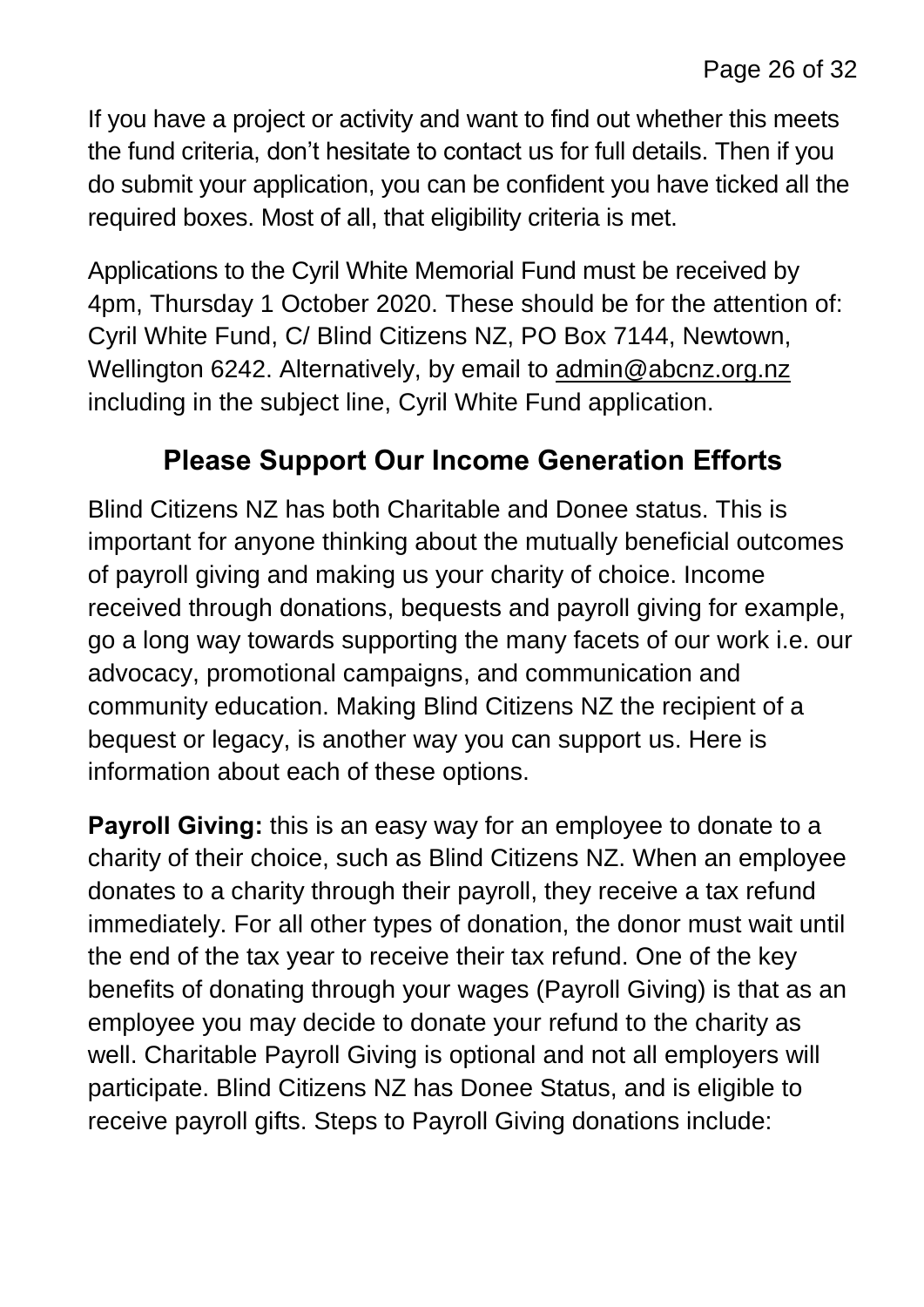If you have a project or activity and want to find out whether this meets the fund criteria, don't hesitate to contact us for full details. Then if you do submit your application, you can be confident you have ticked all the required boxes. Most of all, that eligibility criteria is met.

Applications to the Cyril White Memorial Fund must be received by 4pm, Thursday 1 October 2020. These should be for the attention of: Cyril White Fund, C/ Blind Citizens NZ, PO Box 7144, Newtown, Wellington 6242. Alternatively, by email to admin@abcnz.org.nz including in the subject line, Cyril White Fund application.

## Please Support Our Income Generation Efforts

Blind Citizens NZ has both Charitable and Donee status. This is important for anyone thinking about the mutually beneficial outcomes of payroll giving and making us your charity of choice. Income received through donations, bequests and payroll giving for example, go a long way towards supporting the many facets of our work i.e. our advocacy, promotional campaigns, and communication and community education. Making Blind Citizens NZ the recipient of a bequest or legacy, is another way you can support us. Here is information about each of these options.

**Payroll Giving:** this is an easy way for an employee to donate to a charity of their choice, such as Blind Citizens NZ. When an employee donates to a charity through their payroll, they receive a tax refund immediately. For all other types of donation, the donor must wait until the end of the tax year to receive their tax refund. One of the key benefits of donating through your wages (Payroll Giving) is that as an employee you may decide to donate your refund to the charity as well. Charitable Payroll Giving is optional and not all employers will participate. Blind Citizens NZ has Donee Status, and is eligible to receive payroll gifts. Steps to Payroll Giving donations include: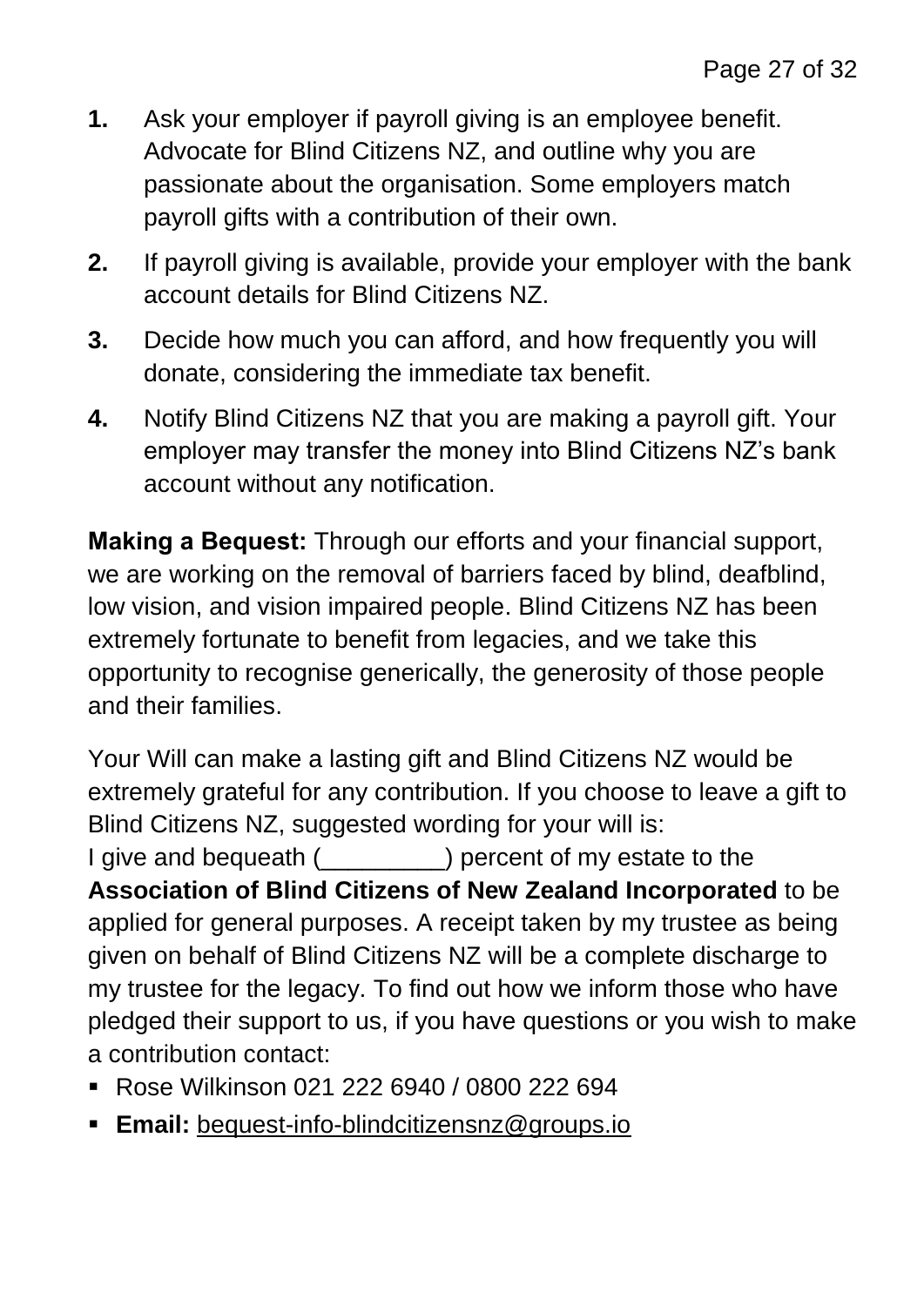1. Ask your employer if payroll giving is an employee benefit. Advocate for Blind Citizens NZ, and outline why you are passionate about the organisation. Some employers match payroll gifts with a contribution of their own.
2. If payroll giving is available, provide your employer with the bank account details for Blind Citizens NZ.
3. Decide how much you can afford, and how frequently you will donate, considering the immediate tax benefit.
4. Notify Blind Citizens NZ that you are making a payroll gift. Your employer may transfer the money into Blind Citizens NZ's bank account without any notification.

**Making a Bequest:** Through our efforts and your financial support, we are working on the removal of barriers faced by blind, deafblind, low vision, and vision impaired people. Blind Citizens NZ has been extremely fortunate to benefit from legacies, and we take this opportunity to recognise generically, the generosity of those people and their families.

Your Will can make a lasting gift and Blind Citizens NZ would be extremely grateful for any contribution. If you choose to leave a gift to Blind Citizens NZ, suggested wording for your will is:
I give and bequeath (_________) percent of my estate to the **Association of Blind Citizens of New Zealand Incorporated** to be applied for general purposes. A receipt taken by my trustee as being given on behalf of Blind Citizens NZ will be a complete discharge to my trustee for the legacy. To find out how we inform those who have pledged their support to us, if you have questions or you wish to make a contribution contact:

- Rose Wilkinson 021 222 6940 / 0800 222 694
- **Email:** bequest-info-blindcitizensnz@groups.io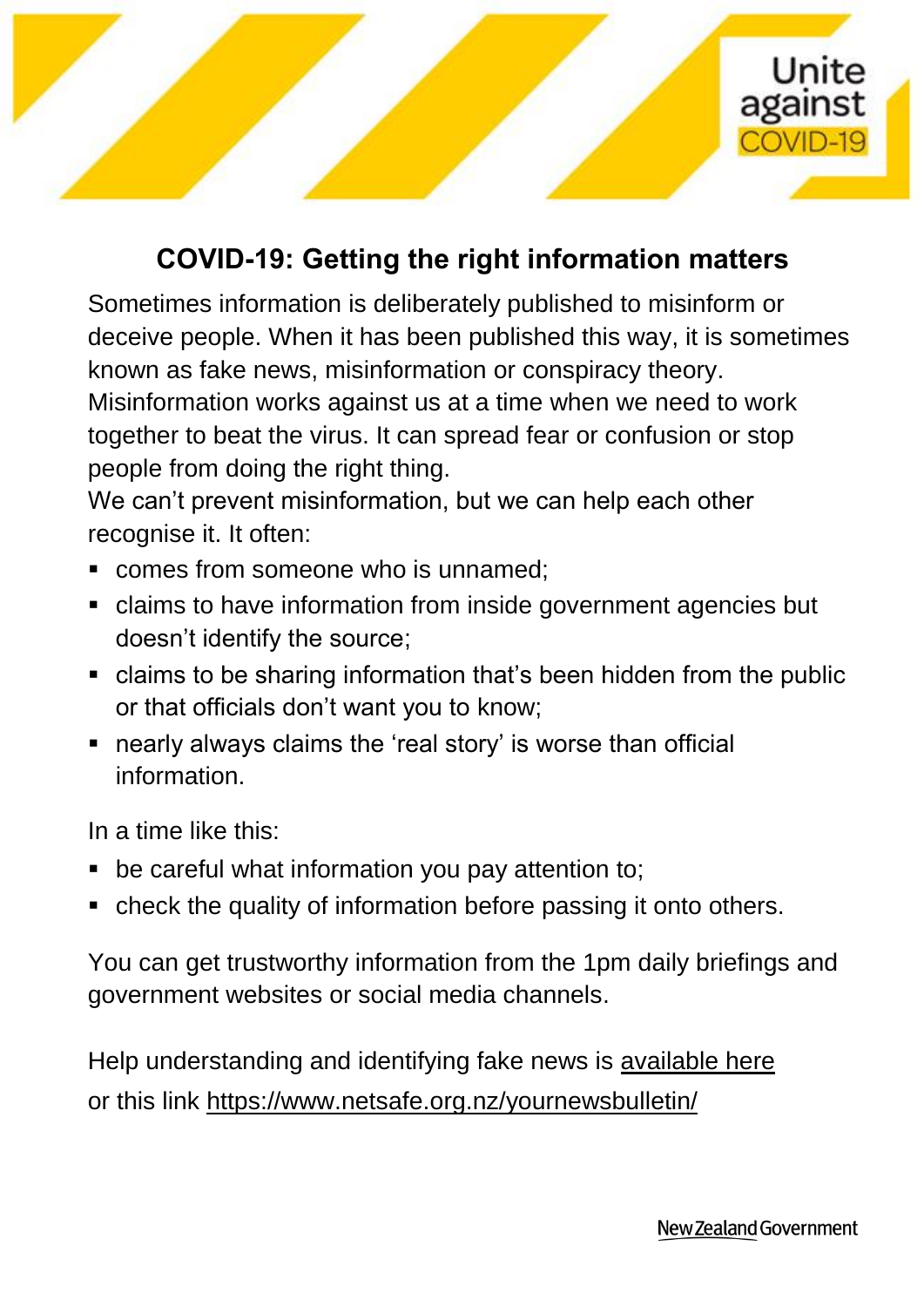Unite against COVID-19

# COVID-19: Getting the right information matters

Sometimes information is deliberately published to misinform or deceive people. When it has been published this way, it is sometimes known as fake news, misinformation or conspiracy theory. Misinformation works against us at a time when we need to work together to beat the virus. It can spread fear or confusion or stop people from doing the right thing.

We can't prevent misinformation, but we can help each other recognise it. It often:

- comes from someone who is unnamed;
- claims to have information from inside government agencies but doesn't identify the source;
- claims to be sharing information that's been hidden from the public or that officials don't want you to know;
- nearly always claims the 'real story' is worse than official information.

In a time like this:

- be careful what information you pay attention to;
- check the quality of information before passing it onto others.

You can get trustworthy information from the 1pm daily briefings and government websites or social media channels.

Help understanding and identifying fake news is available here or this link https://www.netsafe.org.nz/yournewsbulletin/

New Zealand Government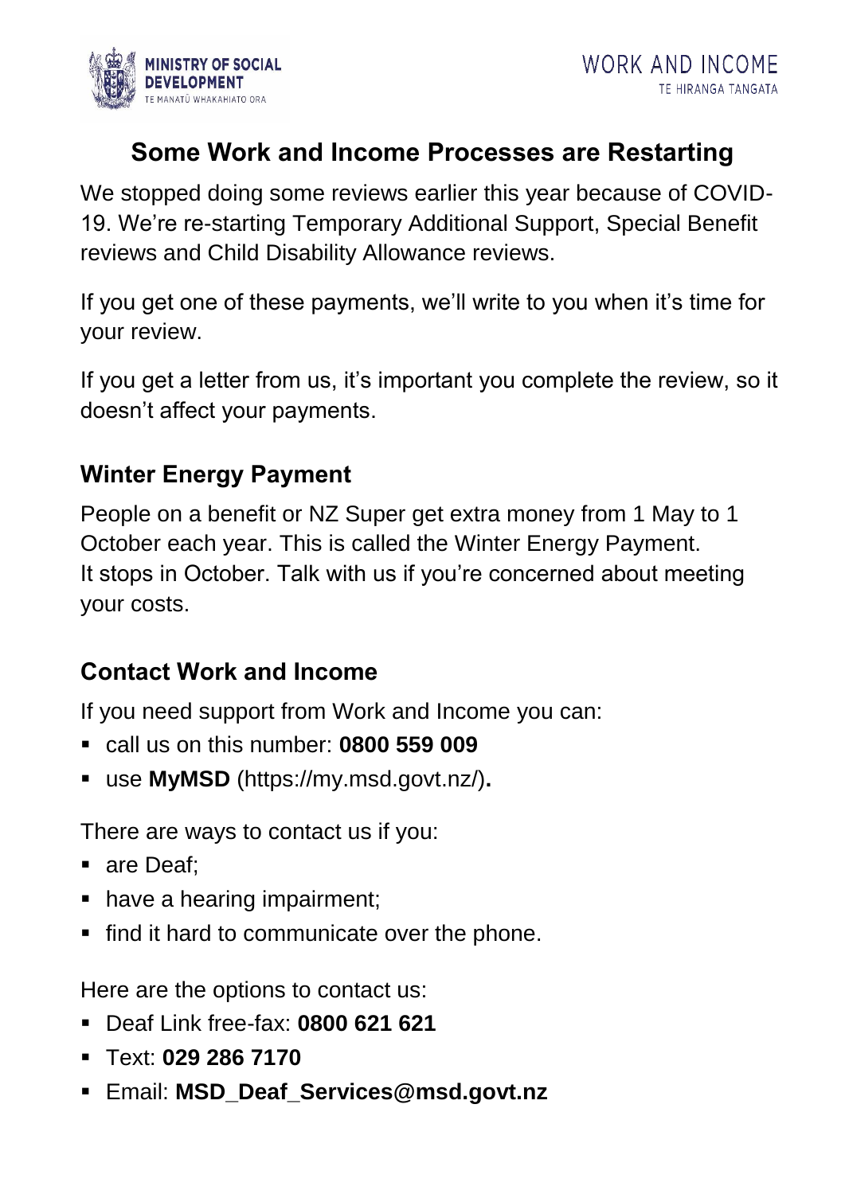MINISTRY OF SOCIAL DEVELOPMENT
TE MANATŪ WHAKAHIATO ORA

WORK AND INCOME
TE HIRANGA TANGATA

# Some Work and Income Processes are Restarting

We stopped doing some reviews earlier this year because of COVID-19. We're re-starting Temporary Additional Support, Special Benefit reviews and Child Disability Allowance reviews.

If you get one of these payments, we'll write to you when it's time for your review.

If you get a letter from us, it's important you complete the review, so it doesn't affect your payments.

## Winter Energy Payment

People on a benefit or NZ Super get extra money from 1 May to 1 October each year. This is called the Winter Energy Payment.
It stops in October. Talk with us if you're concerned about meeting your costs.

## Contact Work and Income

If you need support from Work and Income you can:

- call us on this number: **0800 559 009**
- use **MyMSD** (https://my.msd.govt.nz/)**.**

There are ways to contact us if you:

- are Deaf;
- have a hearing impairment;
- find it hard to communicate over the phone.

Here are the options to contact us:

- Deaf Link free-fax: **0800 621 621**
- Text: **029 286 7170**
- Email: **MSD_Deaf_Services@msd.govt.nz**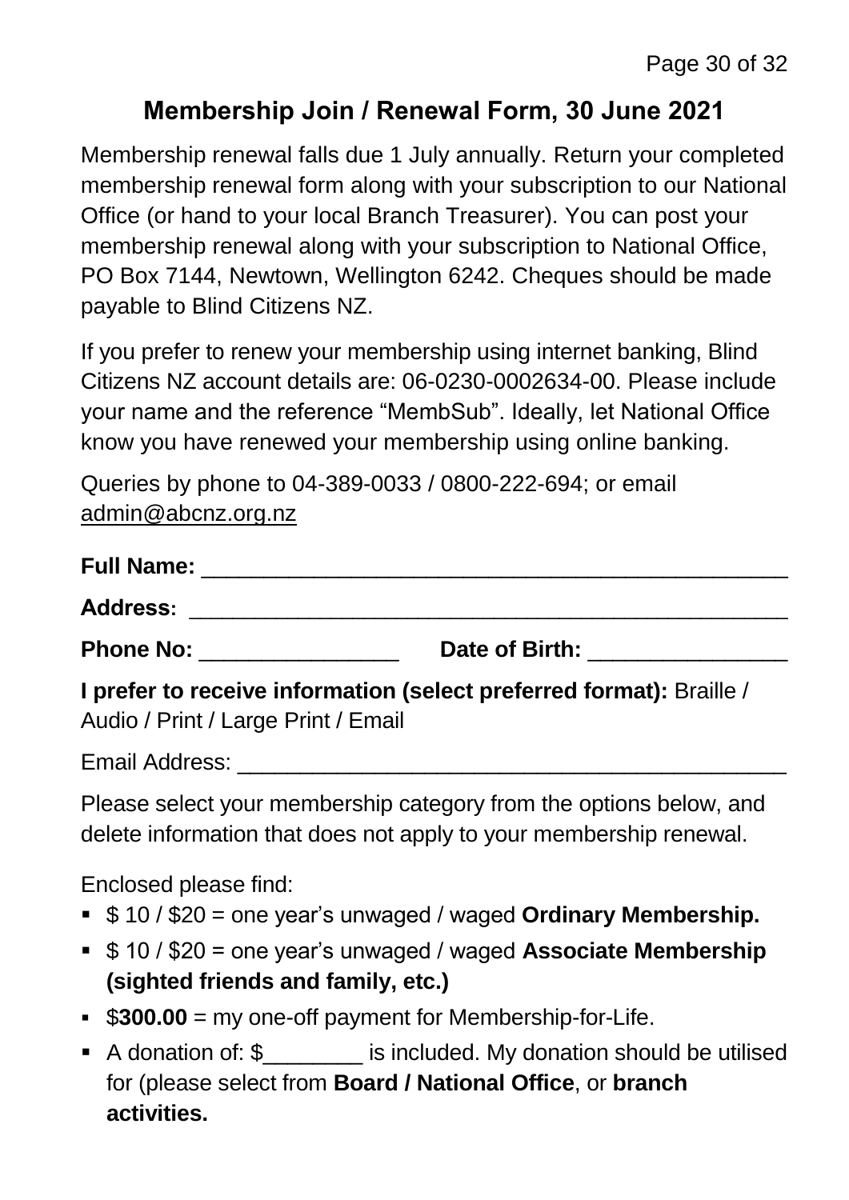## Membership Join / Renewal Form, 30 June 2021

Membership renewal falls due 1 July annually. Return your completed membership renewal form along with your subscription to our National Office (or hand to your local Branch Treasurer). You can post your membership renewal along with your subscription to National Office, PO Box 7144, Newtown, Wellington 6242. Cheques should be made payable to Blind Citizens NZ.

If you prefer to renew your membership using internet banking, Blind Citizens NZ account details are: 06-0230-0002634-00. Please include your name and the reference "MembSub". Ideally, let National Office know you have renewed your membership using online banking.

Queries by phone to 04-389-0033 / 0800-222-694; or email admin@abcnz.org.nz

**Full Name:** ______________________________________________

**Address:** ______________________________________________

**Phone No:** ________________ **Date of Birth:** ________________

**I prefer to receive information (select preferred format):** Braille / Audio / Print / Large Print / Email

Email Address: __________________________________________

Please select your membership category from the options below, and delete information that does not apply to your membership renewal.

Enclosed please find:

- $ 10 / $20 = one year's unwaged / waged **Ordinary Membership.**
- $ 10 / $20 = one year's unwaged / waged **Associate Membership (sighted friends and family, etc.)**
- $**300.00** = my one-off payment for Membership-for-Life.
- A donation of: $________ is included. My donation should be utilised for (please select from **Board / National Office**, or **branch activities.**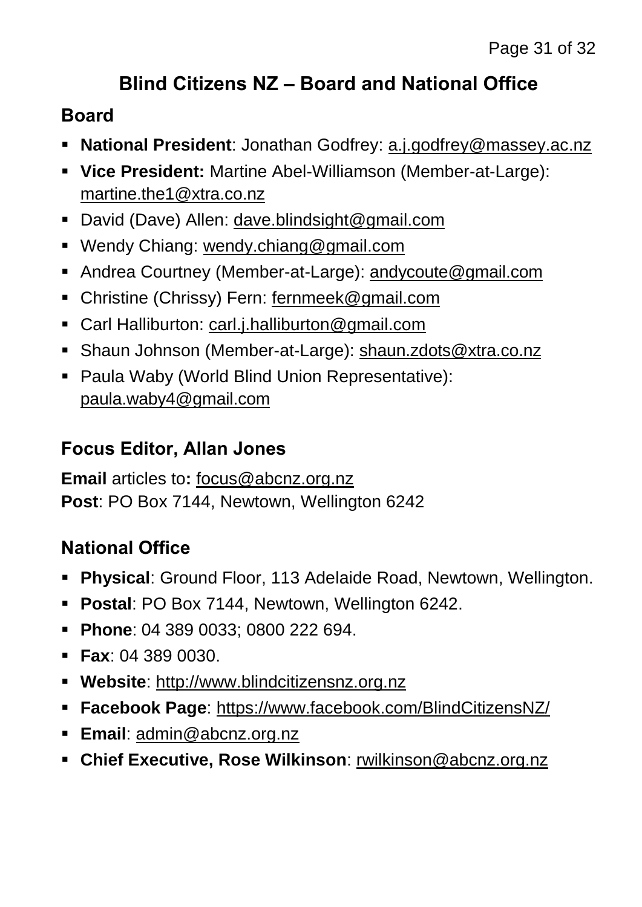# Blind Citizens NZ – Board and National Office

## Board

- **National President**: Jonathan Godfrey: a.j.godfrey@massey.ac.nz
- **Vice President:** Martine Abel-Williamson (Member-at-Large): martine.the1@xtra.co.nz
- David (Dave) Allen: dave.blindsight@gmail.com
- Wendy Chiang: wendy.chiang@gmail.com
- Andrea Courtney (Member-at-Large): andycoute@gmail.com
- Christine (Chrissy) Fern: fernmeek@gmail.com
- Carl Halliburton: carl.j.halliburton@gmail.com
- Shaun Johnson (Member-at-Large): shaun.zdots@xtra.co.nz
- Paula Waby (World Blind Union Representative): paula.waby4@gmail.com

## Focus Editor, Allan Jones

**Email** articles to**:** focus@abcnz.org.nz
**Post**: PO Box 7144, Newtown, Wellington 6242

## National Office

- **Physical**: Ground Floor, 113 Adelaide Road, Newtown, Wellington.
- **Postal**: PO Box 7144, Newtown, Wellington 6242.
- **Phone**: 04 389 0033; 0800 222 694.
- **Fax**: 04 389 0030.
- **Website**: http://www.blindcitizensnz.org.nz
- **Facebook Page**: https://www.facebook.com/BlindCitizensNZ/
- **Email**: admin@abcnz.org.nz
- **Chief Executive, Rose Wilkinson**: rwilkinson@abcnz.org.nz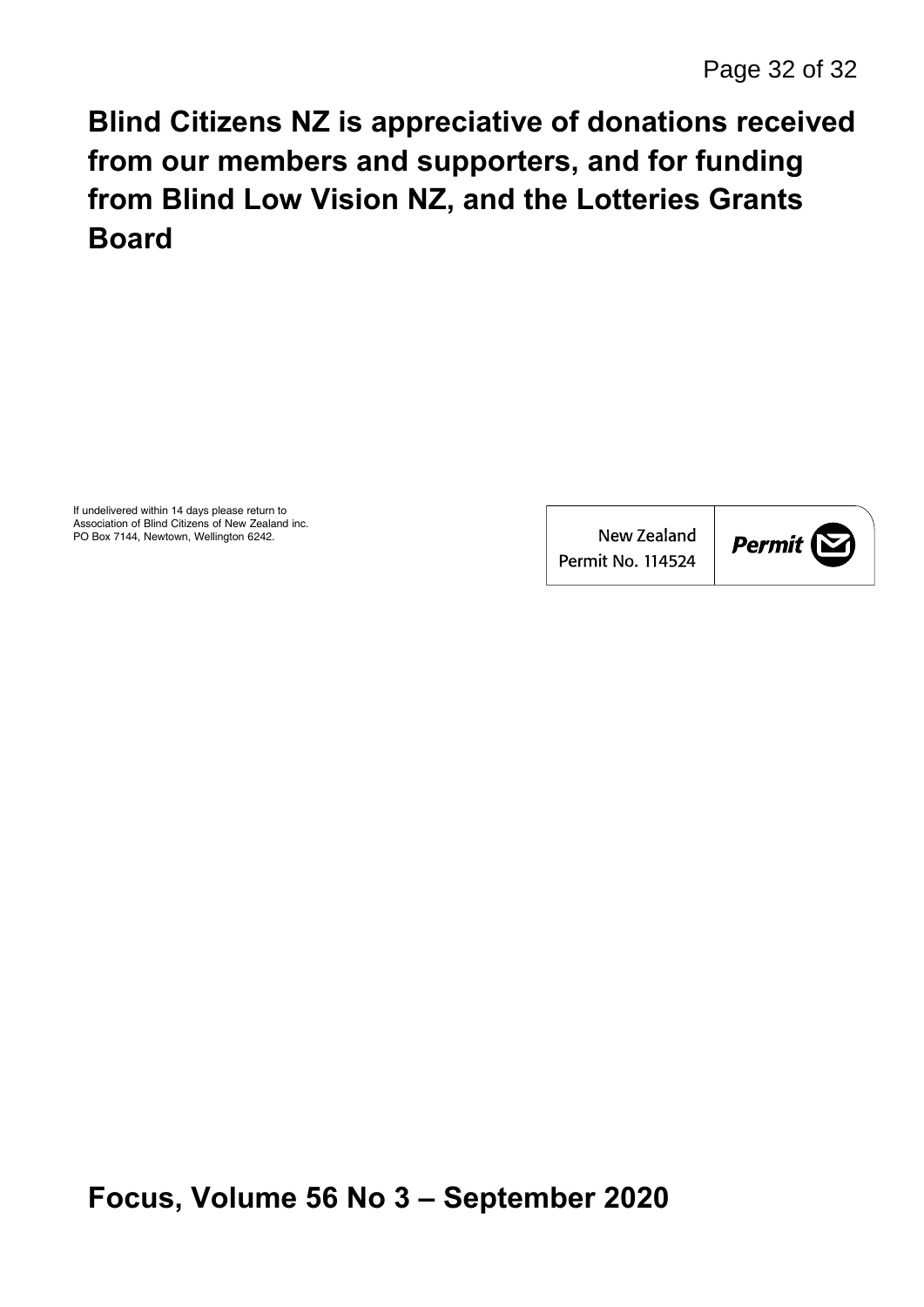**Blind Citizens NZ is appreciative of donations received from our members and supporters, and for funding from Blind Low Vision NZ, and the Lotteries Grants Board**

If undelivered within 14 days please return to
Association of Blind Citizens of New Zealand inc.
PO Box 7144, Newtown, Wellington 6242.

New Zealand
Permit No. 114524

Permit

**Focus, Volume 56 No 3 – September 2020**